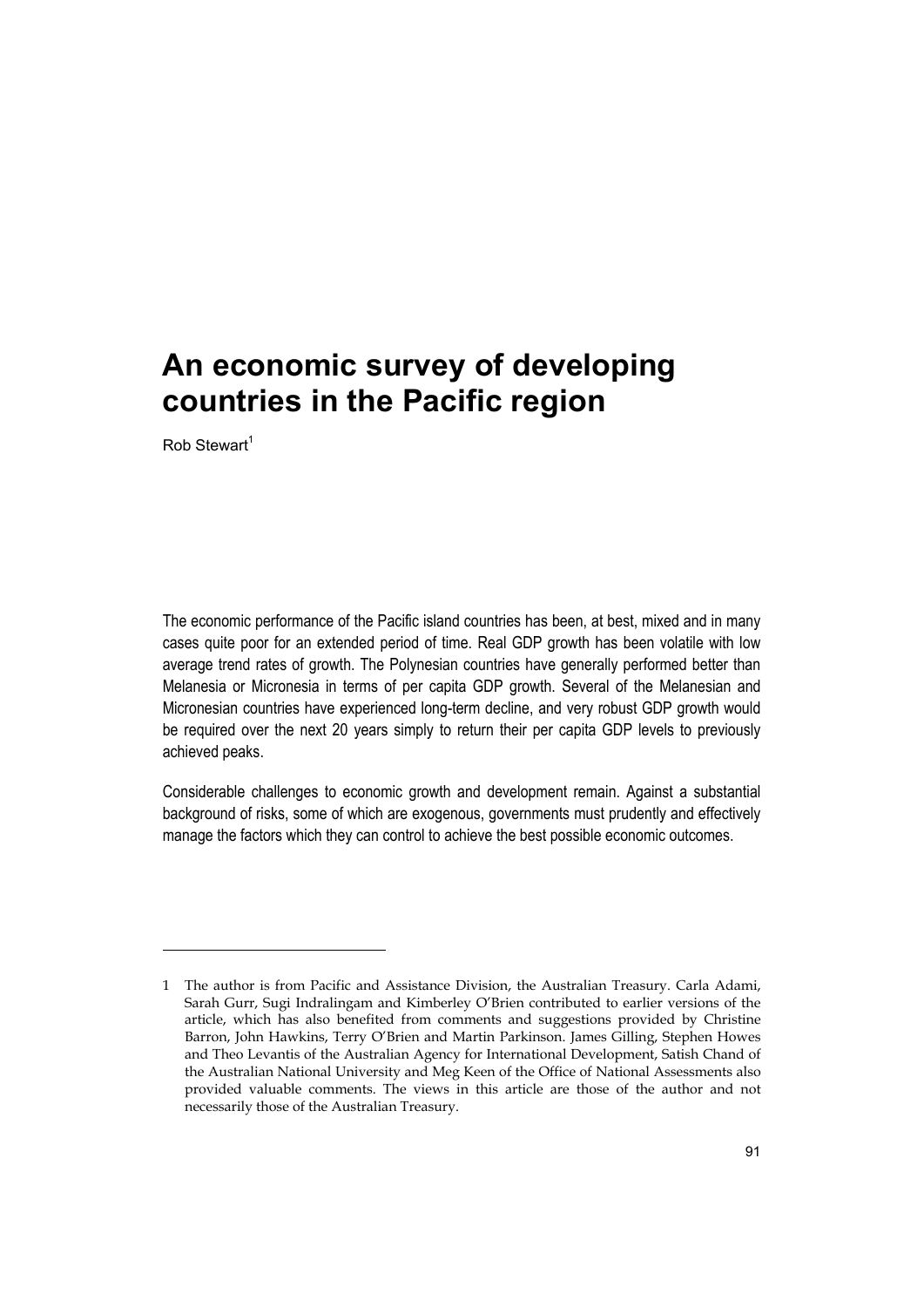# An economic survey of developing countries in the Pacific region

Rob Stewart[1]

The economic performance of the Pacific island countries has been, at best, mixed and in many cases quite poor for an extended period of time. Real GDP growth has been volatile with low average trend rates of growth. The Polynesian countries have generally performed better than Melanesia or Micronesia in terms of per capita GDP growth. Several of the Melanesian and Micronesian countries have experienced long-term decline, and very robust GDP growth would be required over the next 20 years simply to return their per capita GDP levels to previously achieved peaks.

Considerable challenges to economic growth and development remain. Against a substantial background of risks, some of which are exogenous, governments must prudently and effectively manage the factors which they can control to achieve the best possible economic outcomes.

---

1 The author is from Pacific and Assistance Division, the Australian Treasury. Carla Adami, Sarah Gurr, Sugi Indralingam and Kimberley O'Brien contributed to earlier versions of the article, which has also benefited from comments and suggestions provided by Christine Barron, John Hawkins, Terry O'Brien and Martin Parkinson. James Gilling, Stephen Howes and Theo Levantis of the Australian Agency for International Development, Satish Chand of the Australian National University and Meg Keen of the Office of National Assessments also provided valuable comments. The views in this article are those of the author and not necessarily those of the Australian Treasury.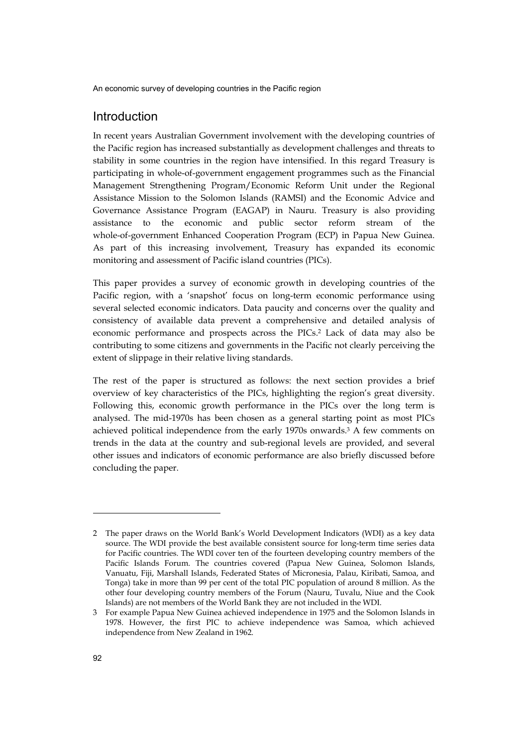## Introduction

In recent years Australian Government involvement with the developing countries of the Pacific region has increased substantially as development challenges and threats to stability in some countries in the region have intensified. In this regard Treasury is participating in whole-of-government engagement programmes such as the Financial Management Strengthening Program/Economic Reform Unit under the Regional Assistance Mission to the Solomon Islands (RAMSI) and the Economic Advice and Governance Assistance Program (EAGAP) in Nauru. Treasury is also providing assistance to the economic and public sector reform stream of the whole-of-government Enhanced Cooperation Program (ECP) in Papua New Guinea. As part of this increasing involvement, Treasury has expanded its economic monitoring and assessment of Pacific island countries (PICs).

This paper provides a survey of economic growth in developing countries of the Pacific region, with a 'snapshot' focus on long-term economic performance using several selected economic indicators. Data paucity and concerns over the quality and consistency of available data prevent a comprehensive and detailed analysis of economic performance and prospects across the PICs.[2] Lack of data may also be contributing to some citizens and governments in the Pacific not clearly perceiving the extent of slippage in their relative living standards.

The rest of the paper is structured as follows: the next section provides a brief overview of key characteristics of the PICs, highlighting the region's great diversity. Following this, economic growth performance in the PICs over the long term is analysed. The mid-1970s has been chosen as a general starting point as most PICs achieved political independence from the early 1970s onwards.[3] A few comments on trends in the data at the country and sub-regional levels are provided, and several other issues and indicators of economic performance are also briefly discussed before concluding the paper.

---

2 The paper draws on the World Bank's World Development Indicators (WDI) as a key data source. The WDI provide the best available consistent source for long-term time series data for Pacific countries. The WDI cover ten of the fourteen developing country members of the Pacific Islands Forum. The countries covered (Papua New Guinea, Solomon Islands, Vanuatu, Fiji, Marshall Islands, Federated States of Micronesia, Palau, Kiribati, Samoa, and Tonga) take in more than 99 per cent of the total PIC population of around 8 million. As the other four developing country members of the Forum (Nauru, Tuvalu, Niue and the Cook Islands) are not members of the World Bank they are not included in the WDI.

3 For example Papua New Guinea achieved independence in 1975 and the Solomon Islands in 1978. However, the first PIC to achieve independence was Samoa, which achieved independence from New Zealand in 1962.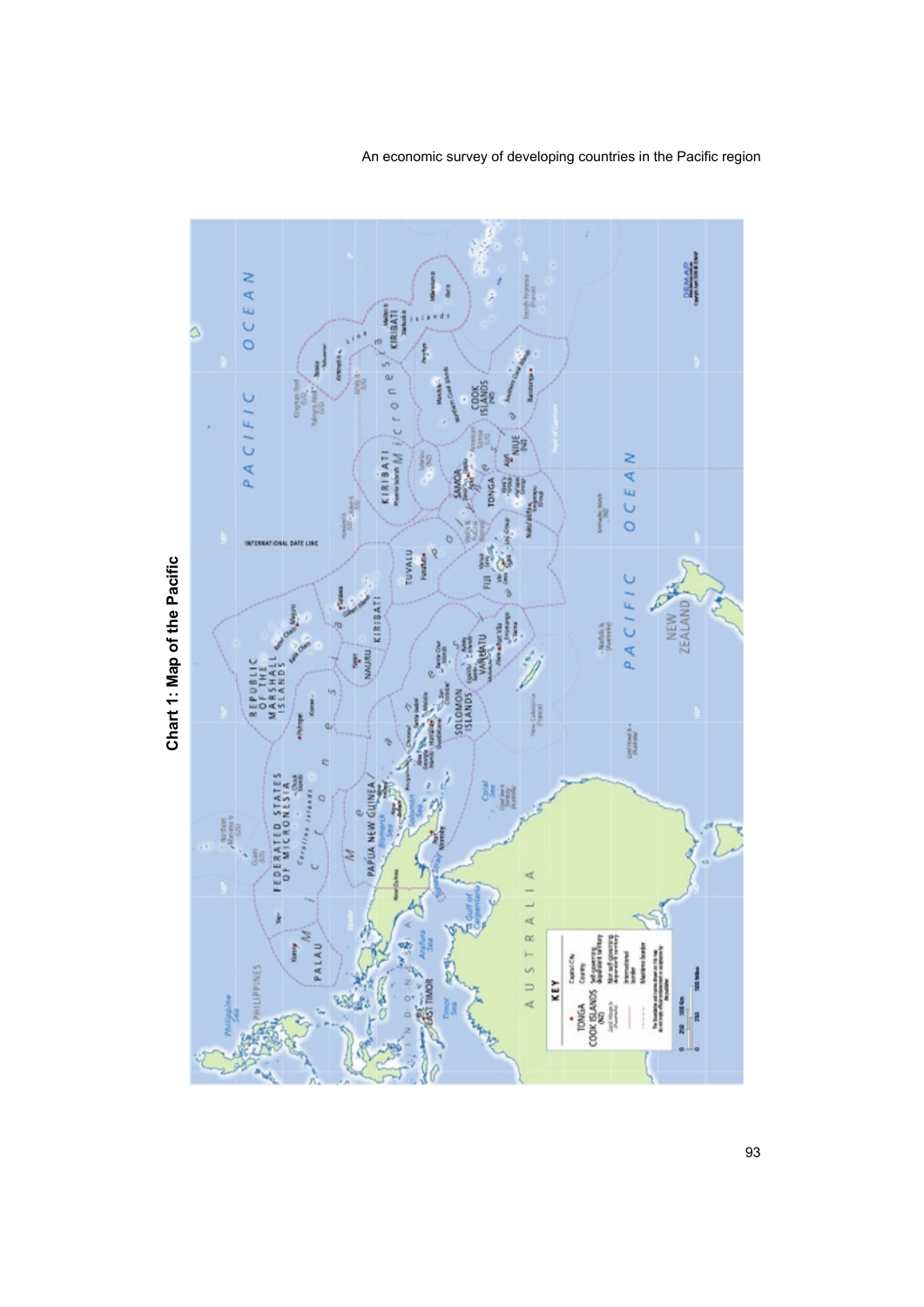**Chart 1: Map of the Pacific**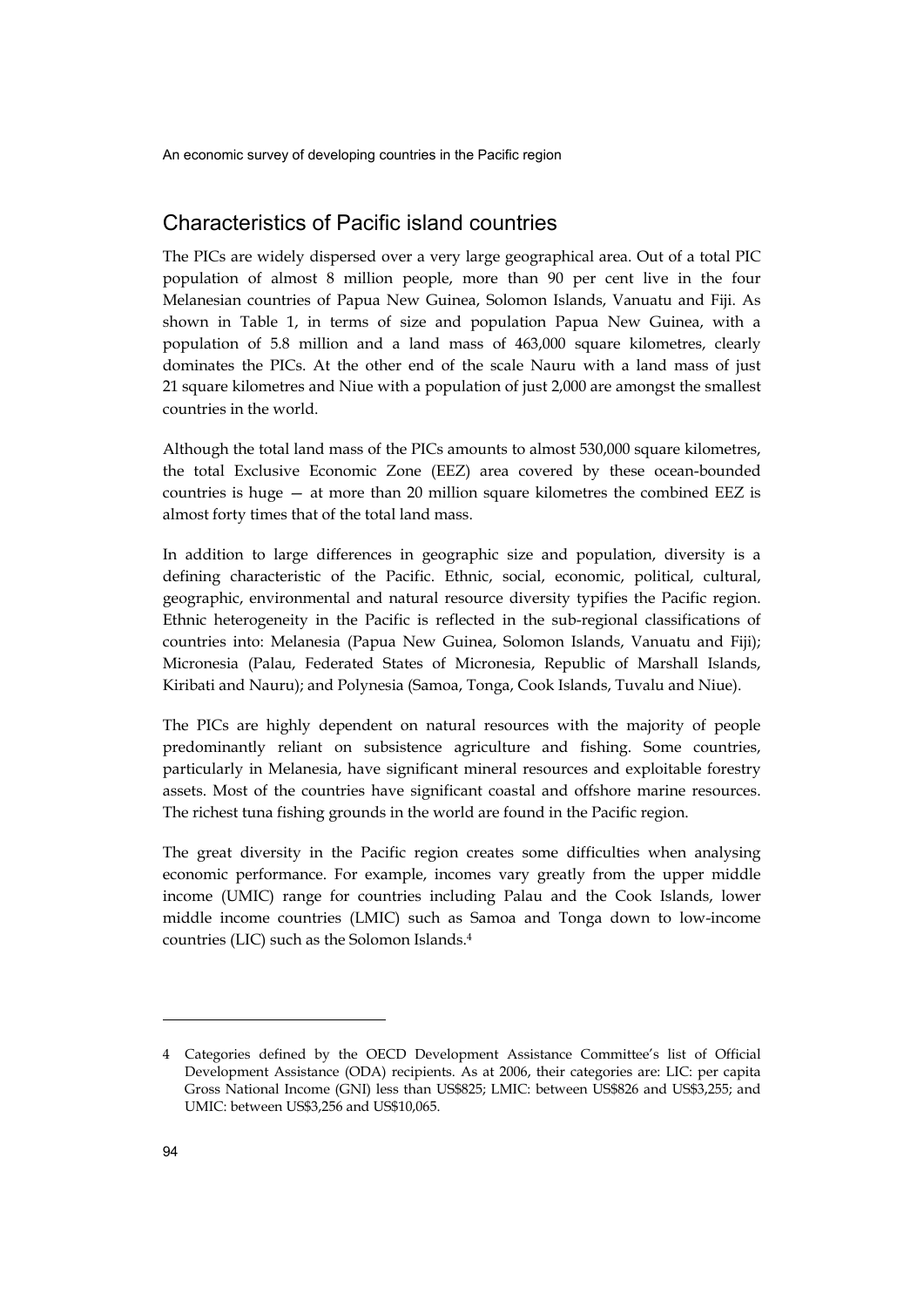## Characteristics of Pacific island countries

The PICs are widely dispersed over a very large geographical area. Out of a total PIC population of almost 8 million people, more than 90 per cent live in the four Melanesian countries of Papua New Guinea, Solomon Islands, Vanuatu and Fiji. As shown in Table 1, in terms of size and population Papua New Guinea, with a population of 5.8 million and a land mass of 463,000 square kilometres, clearly dominates the PICs. At the other end of the scale Nauru with a land mass of just 21 square kilometres and Niue with a population of just 2,000 are amongst the smallest countries in the world.

Although the total land mass of the PICs amounts to almost 530,000 square kilometres, the total Exclusive Economic Zone (EEZ) area covered by these ocean-bounded countries is huge — at more than 20 million square kilometres the combined EEZ is almost forty times that of the total land mass.

In addition to large differences in geographic size and population, diversity is a defining characteristic of the Pacific. Ethnic, social, economic, political, cultural, geographic, environmental and natural resource diversity typifies the Pacific region. Ethnic heterogeneity in the Pacific is reflected in the sub-regional classifications of countries into: Melanesia (Papua New Guinea, Solomon Islands, Vanuatu and Fiji); Micronesia (Palau, Federated States of Micronesia, Republic of Marshall Islands, Kiribati and Nauru); and Polynesia (Samoa, Tonga, Cook Islands, Tuvalu and Niue).

The PICs are highly dependent on natural resources with the majority of people predominantly reliant on subsistence agriculture and fishing. Some countries, particularly in Melanesia, have significant mineral resources and exploitable forestry assets. Most of the countries have significant coastal and offshore marine resources. The richest tuna fishing grounds in the world are found in the Pacific region.

The great diversity in the Pacific region creates some difficulties when analysing economic performance. For example, incomes vary greatly from the upper middle income (UMIC) range for countries including Palau and the Cook Islands, lower middle income countries (LMIC) such as Samoa and Tonga down to low-income countries (LIC) such as the Solomon Islands.[4]

---

4 Categories defined by the OECD Development Assistance Committee's list of Official Development Assistance (ODA) recipients. As at 2006, their categories are: LIC: per capita Gross National Income (GNI) less than US$825; LMIC: between US$826 and US$3,255; and UMIC: between US$3,256 and US$10,065.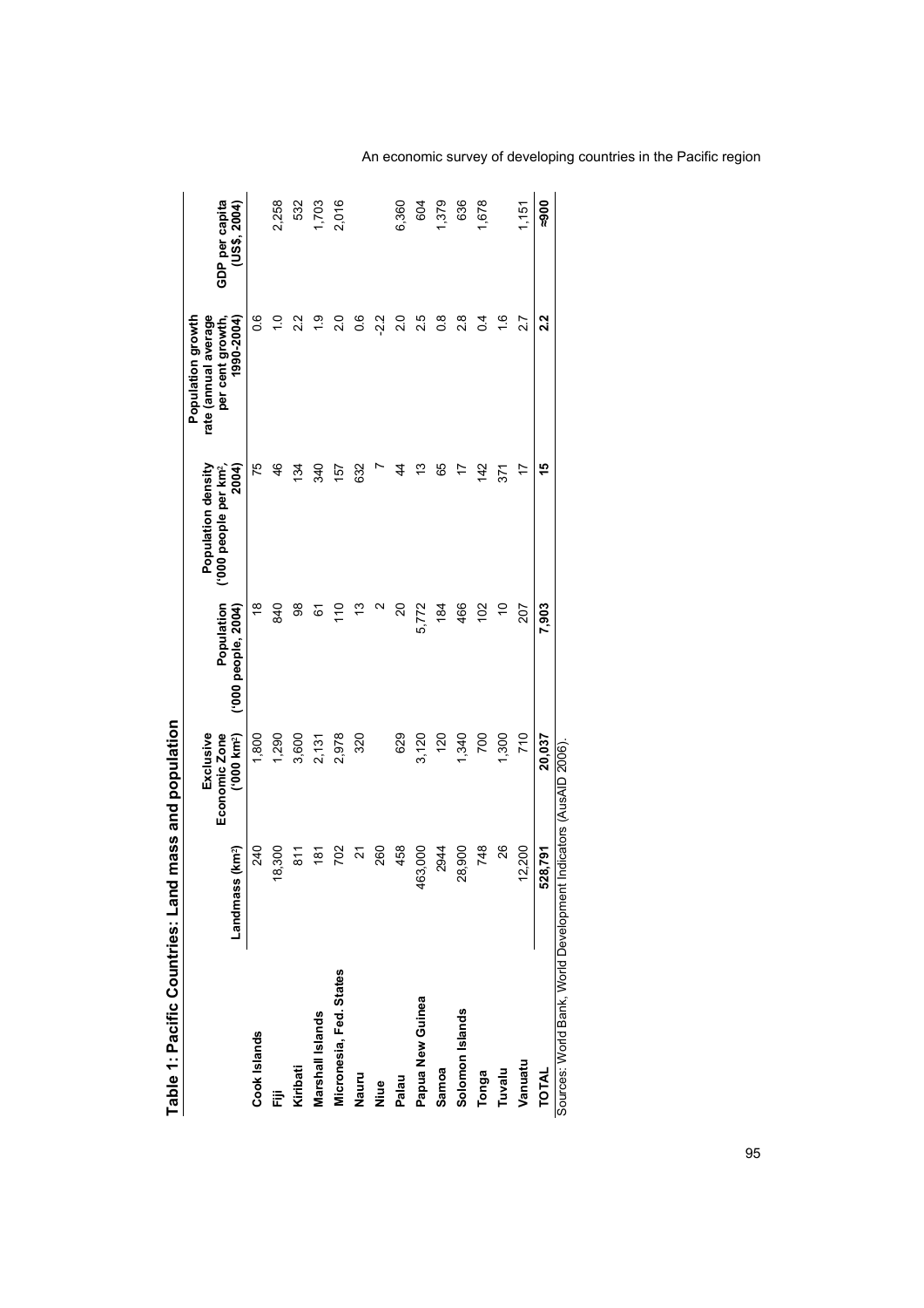# Table 1: Pacific Countries: Land mass and population

| | Landmass (km²) | Exclusive Economic Zone ('000 km²) | Population ('000 people, 2004) | Population density ('000 people per km², 2004) | Population growth rate (annual average per cent growth, 1990-2004) | GDP per capita (US$, 2004) |
|---|---|---|---|---|---|---|
| **Cook Islands** | 240 | 1,800 | 18 | 75 | 0.6 | |
| **Fiji** | 18,300 | 1,290 | 840 | 46 | 1.0 | 2,258 |
| **Kiribati** | 811 | 3,600 | 98 | 134 | 2.2 | 532 |
| **Marshall Islands** | 181 | 2,131 | 61 | 340 | 1.9 | 1,703 |
| **Micronesia, Fed. States** | 702 | 2,978 | 110 | 157 | 2.0 | 2,016 |
| **Nauru** | 21 | 320 | 13 | 632 | 0.6 | |
| **Niue** | 260 | | 2 | 7 | -2.2 | |
| **Palau** | 458 | 629 | 20 | 44 | 2.0 | 6,360 |
| **Papua New Guinea** | 463,000 | 3,120 | 5,772 | 13 | 2.5 | 604 |
| **Samoa** | 2944 | 120 | 184 | 65 | 0.8 | 1,379 |
| **Solomon Islands** | 28,900 | 1,340 | 466 | 17 | 2.8 | 636 |
| **Tonga** | 748 | 700 | 102 | 142 | 0.4 | 1,678 |
| **Tuvalu** | 26 | 1,300 | 10 | 371 | 1.6 | |
| **Vanuatu** | 12,200 | 710 | 207 | 17 | 2.7 | 1,151 |
| **TOTAL** | **528,791** | **20,037** | **7,903** | **15** | **2.2** | **≈900** |

Sources: World Bank, World Development Indicators (AusAID 2006).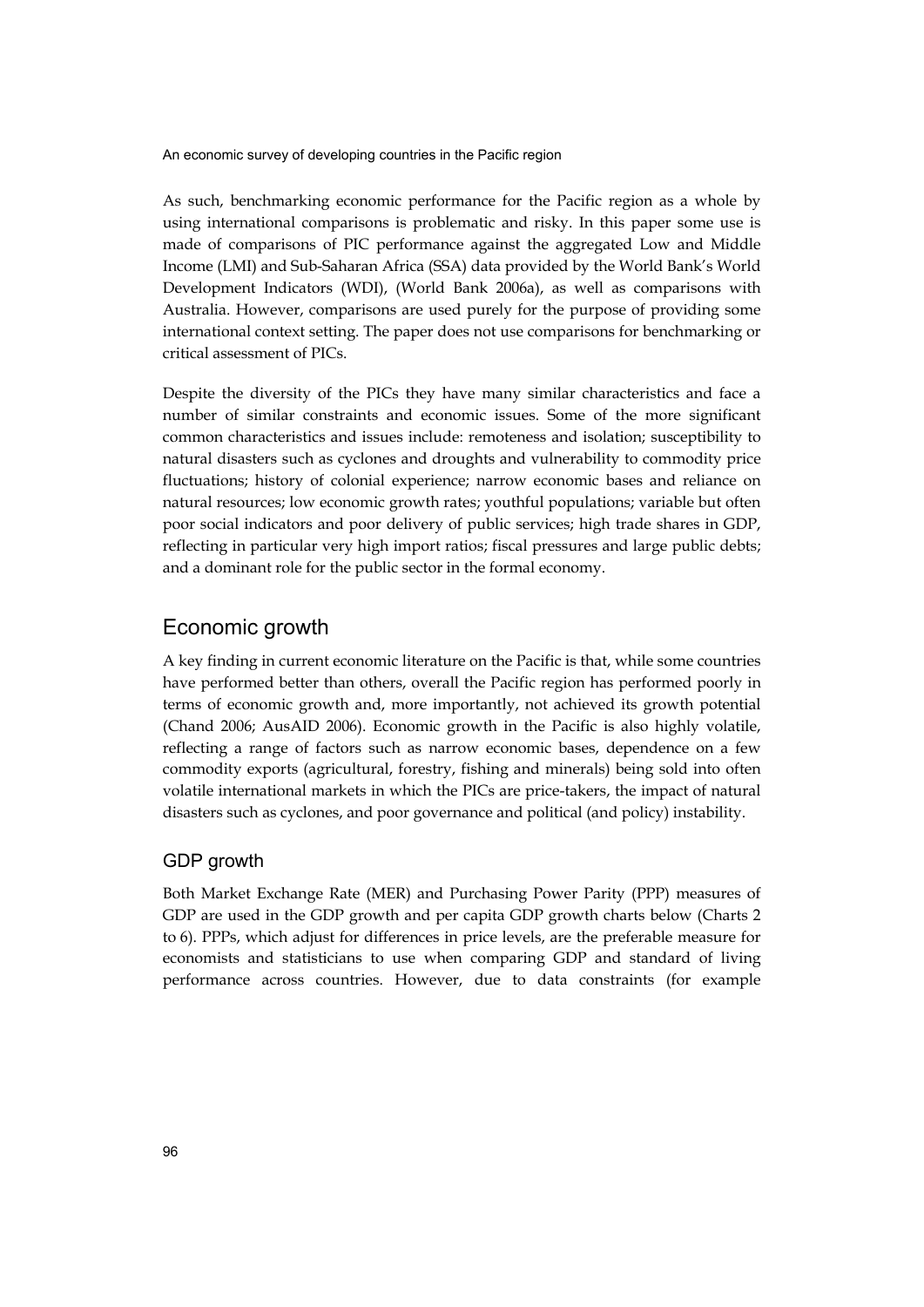As such, benchmarking economic performance for the Pacific region as a whole by using international comparisons is problematic and risky. In this paper some use is made of comparisons of PIC performance against the aggregated Low and Middle Income (LMI) and Sub-Saharan Africa (SSA) data provided by the World Bank's World Development Indicators (WDI), (World Bank 2006a), as well as comparisons with Australia. However, comparisons are used purely for the purpose of providing some international context setting. The paper does not use comparisons for benchmarking or critical assessment of PICs.

Despite the diversity of the PICs they have many similar characteristics and face a number of similar constraints and economic issues. Some of the more significant common characteristics and issues include: remoteness and isolation; susceptibility to natural disasters such as cyclones and droughts and vulnerability to commodity price fluctuations; history of colonial experience; narrow economic bases and reliance on natural resources; low economic growth rates; youthful populations; variable but often poor social indicators and poor delivery of public services; high trade shares in GDP, reflecting in particular very high import ratios; fiscal pressures and large public debts; and a dominant role for the public sector in the formal economy.

## Economic growth

A key finding in current economic literature on the Pacific is that, while some countries have performed better than others, overall the Pacific region has performed poorly in terms of economic growth and, more importantly, not achieved its growth potential (Chand 2006; AusAID 2006). Economic growth in the Pacific is also highly volatile, reflecting a range of factors such as narrow economic bases, dependence on a few commodity exports (agricultural, forestry, fishing and minerals) being sold into often volatile international markets in which the PICs are price-takers, the impact of natural disasters such as cyclones, and poor governance and political (and policy) instability.

### GDP growth

Both Market Exchange Rate (MER) and Purchasing Power Parity (PPP) measures of GDP are used in the GDP growth and per capita GDP growth charts below (Charts 2 to 6). PPPs, which adjust for differences in price levels, are the preferable measure for economists and statisticians to use when comparing GDP and standard of living performance across countries. However, due to data constraints (for example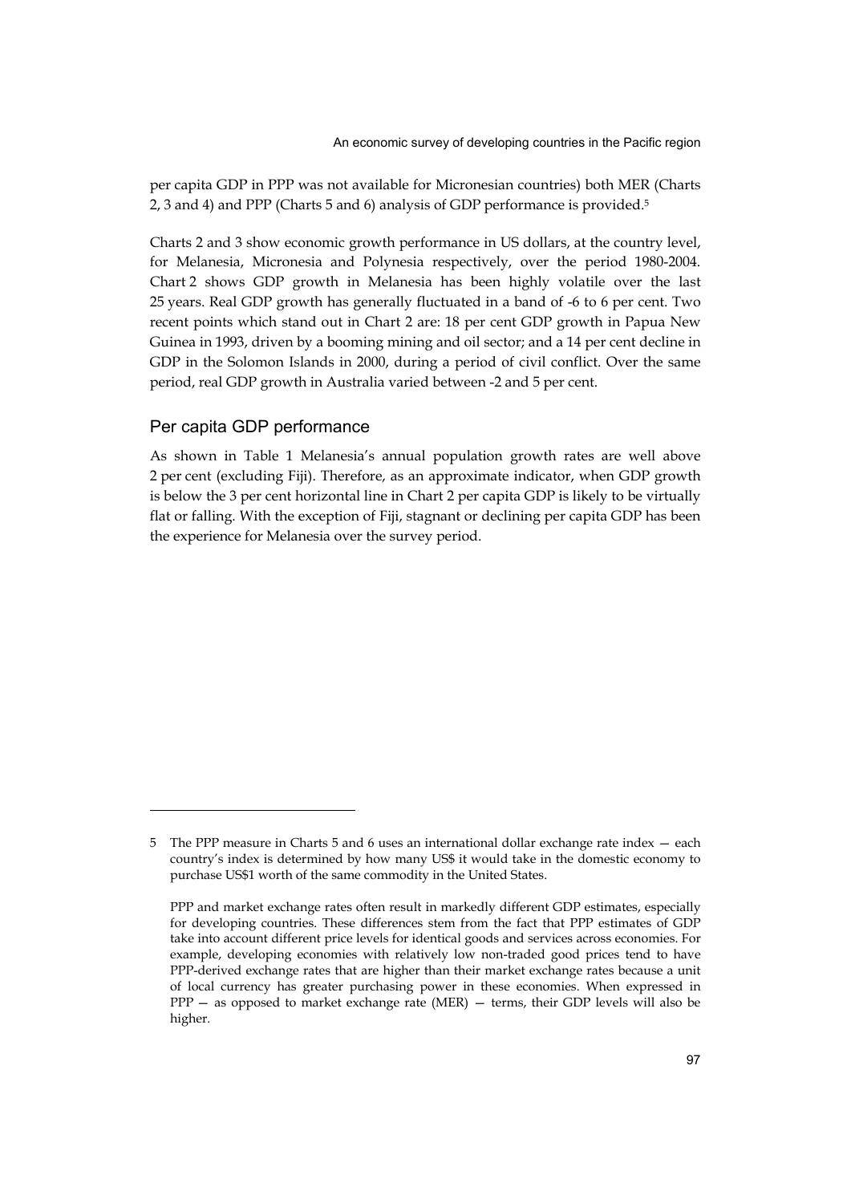per capita GDP in PPP was not available for Micronesian countries) both MER (Charts 2, 3 and 4) and PPP (Charts 5 and 6) analysis of GDP performance is provided.[5]

Charts 2 and 3 show economic growth performance in US dollars, at the country level, for Melanesia, Micronesia and Polynesia respectively, over the period 1980-2004. Chart 2 shows GDP growth in Melanesia has been highly volatile over the last 25 years. Real GDP growth has generally fluctuated in a band of -6 to 6 per cent. Two recent points which stand out in Chart 2 are: 18 per cent GDP growth in Papua New Guinea in 1993, driven by a booming mining and oil sector; and a 14 per cent decline in GDP in the Solomon Islands in 2000, during a period of civil conflict. Over the same period, real GDP growth in Australia varied between -2 and 5 per cent.

## Per capita GDP performance

As shown in Table 1 Melanesia's annual population growth rates are well above 2 per cent (excluding Fiji). Therefore, as an approximate indicator, when GDP growth is below the 3 per cent horizontal line in Chart 2 per capita GDP is likely to be virtually flat or falling. With the exception of Fiji, stagnant or declining per capita GDP has been the experience for Melanesia over the survey period.

---

5 The PPP measure in Charts 5 and 6 uses an international dollar exchange rate index — each country's index is determined by how many US$ it would take in the domestic economy to purchase US$1 worth of the same commodity in the United States.

PPP and market exchange rates often result in markedly different GDP estimates, especially for developing countries. These differences stem from the fact that PPP estimates of GDP take into account different price levels for identical goods and services across economies. For example, developing economies with relatively low non-traded good prices tend to have PPP-derived exchange rates that are higher than their market exchange rates because a unit of local currency has greater purchasing power in these economies. When expressed in PPP — as opposed to market exchange rate (MER) — terms, their GDP levels will also be higher.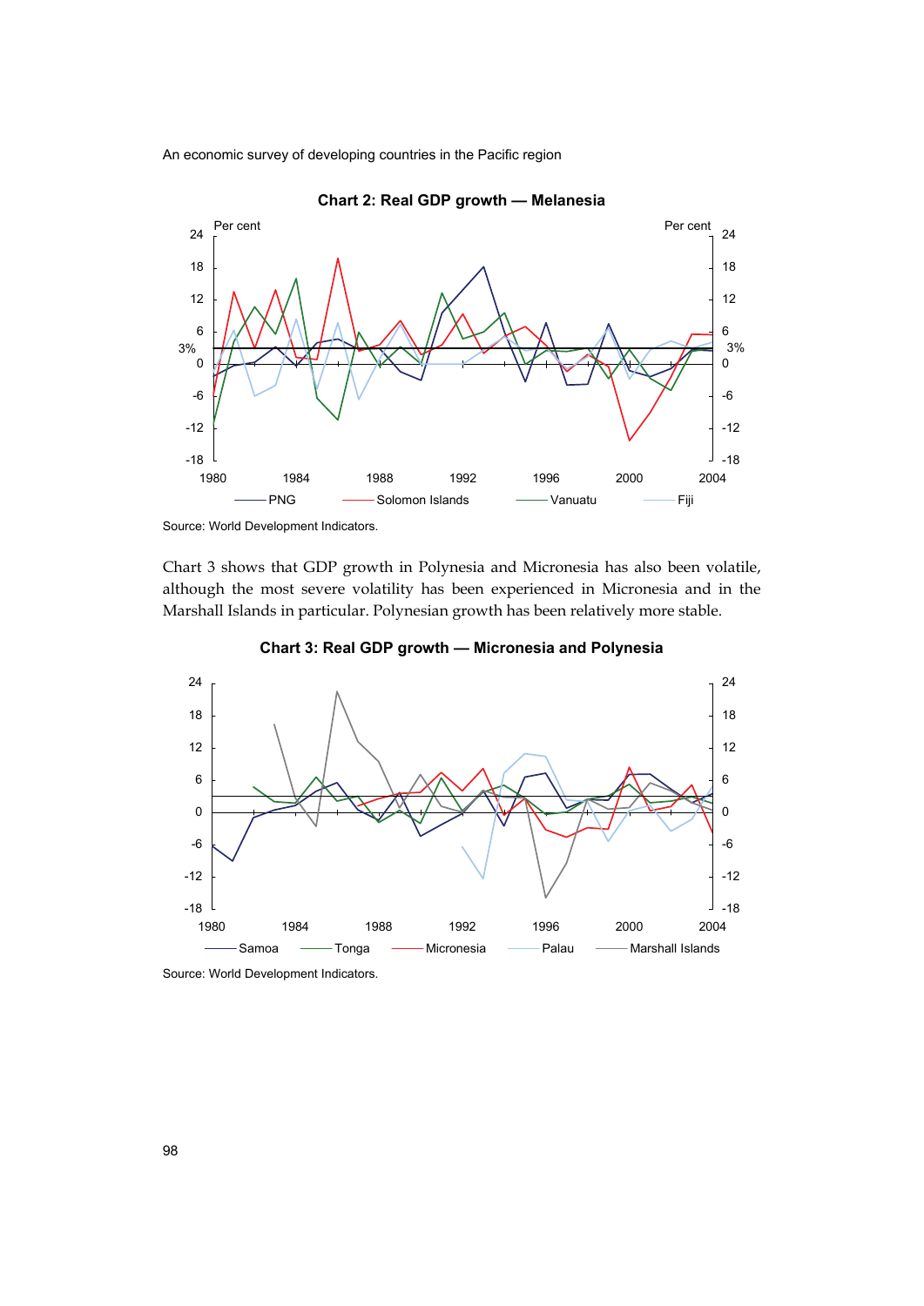**Chart 2: Real GDP growth — Melanesia**

Source: World Development Indicators.

Chart 3 shows that GDP growth in Polynesia and Micronesia has also been volatile, although the most severe volatility has been experienced in Micronesia and in the Marshall Islands in particular. Polynesian growth has been relatively more stable.

**Chart 3: Real GDP growth — Micronesia and Polynesia**

Source: World Development Indicators.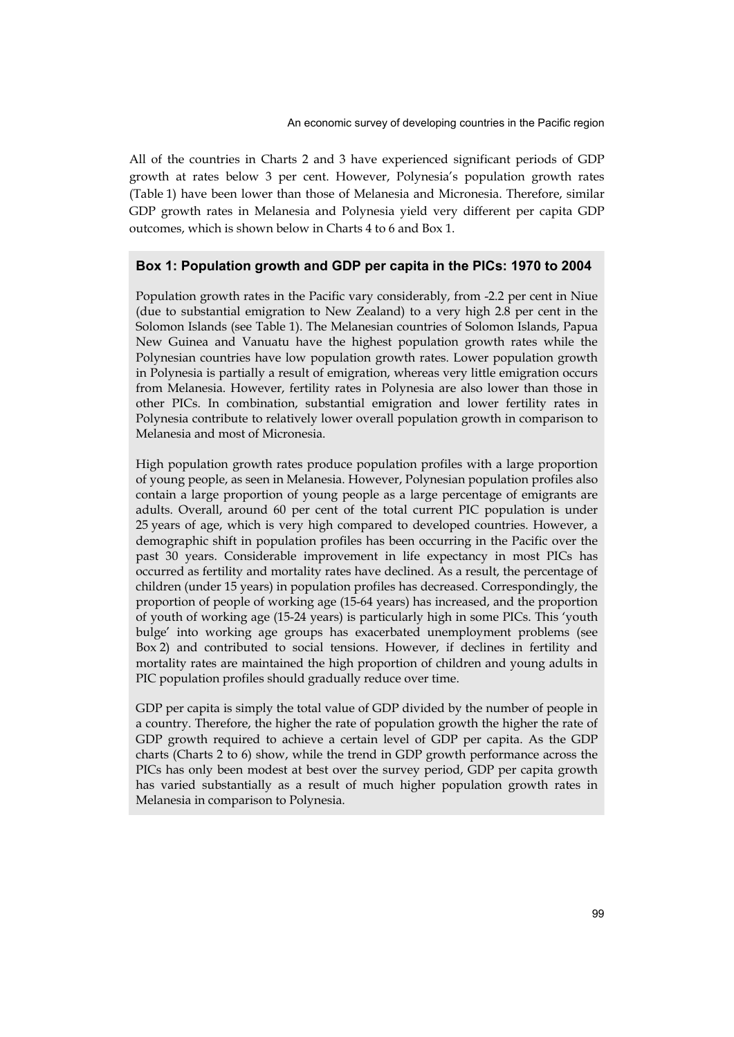All of the countries in Charts 2 and 3 have experienced significant periods of GDP growth at rates below 3 per cent. However, Polynesia's population growth rates (Table 1) have been lower than those of Melanesia and Micronesia. Therefore, similar GDP growth rates in Melanesia and Polynesia yield very different per capita GDP outcomes, which is shown below in Charts 4 to 6 and Box 1.

### Box 1: Population growth and GDP per capita in the PICs: 1970 to 2004

Population growth rates in the Pacific vary considerably, from -2.2 per cent in Niue (due to substantial emigration to New Zealand) to a very high 2.8 per cent in the Solomon Islands (see Table 1). The Melanesian countries of Solomon Islands, Papua New Guinea and Vanuatu have the highest population growth rates while the Polynesian countries have low population growth rates. Lower population growth in Polynesia is partially a result of emigration, whereas very little emigration occurs from Melanesia. However, fertility rates in Polynesia are also lower than those in other PICs. In combination, substantial emigration and lower fertility rates in Polynesia contribute to relatively lower overall population growth in comparison to Melanesia and most of Micronesia.

High population growth rates produce population profiles with a large proportion of young people, as seen in Melanesia. However, Polynesian population profiles also contain a large proportion of young people as a large percentage of emigrants are adults. Overall, around 60 per cent of the total current PIC population is under 25 years of age, which is very high compared to developed countries. However, a demographic shift in population profiles has been occurring in the Pacific over the past 30 years. Considerable improvement in life expectancy in most PICs has occurred as fertility and mortality rates have declined. As a result, the percentage of children (under 15 years) in population profiles has decreased. Correspondingly, the proportion of people of working age (15-64 years) has increased, and the proportion of youth of working age (15-24 years) is particularly high in some PICs. This 'youth bulge' into working age groups has exacerbated unemployment problems (see Box 2) and contributed to social tensions. However, if declines in fertility and mortality rates are maintained the high proportion of children and young adults in PIC population profiles should gradually reduce over time.

GDP per capita is simply the total value of GDP divided by the number of people in a country. Therefore, the higher the rate of population growth the higher the rate of GDP growth required to achieve a certain level of GDP per capita. As the GDP charts (Charts 2 to 6) show, while the trend in GDP growth performance across the PICs has only been modest at best over the survey period, GDP per capita growth has varied substantially as a result of much higher population growth rates in Melanesia in comparison to Polynesia.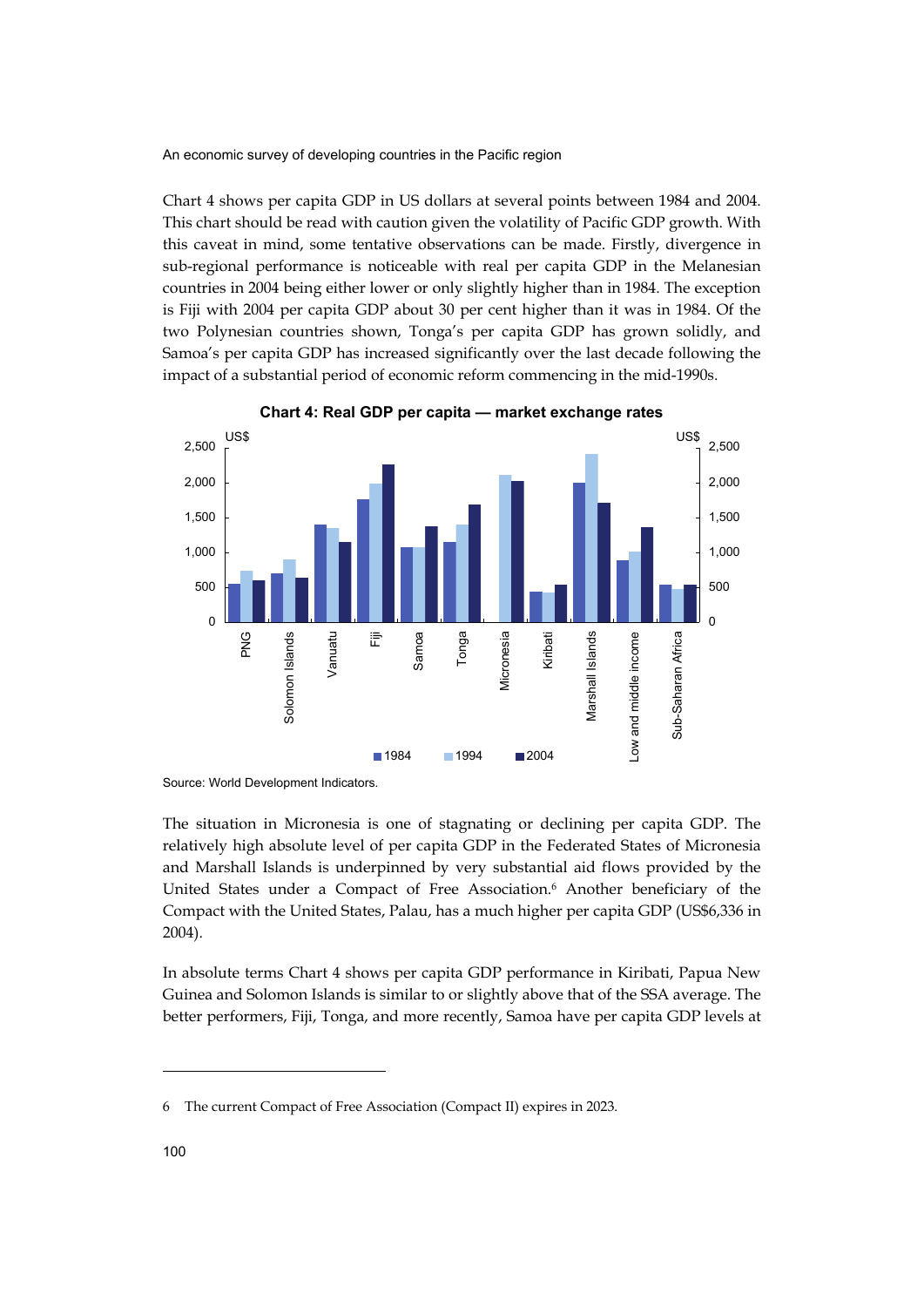Chart 4 shows per capita GDP in US dollars at several points between 1984 and 2004. This chart should be read with caution given the volatility of Pacific GDP growth. With this caveat in mind, some tentative observations can be made. Firstly, divergence in sub-regional performance is noticeable with real per capita GDP in the Melanesian countries in 2004 being either lower or only slightly higher than in 1984. The exception is Fiji with 2004 per capita GDP about 30 per cent higher than it was in 1984. Of the two Polynesian countries shown, Tonga's per capita GDP has grown solidly, and Samoa's per capita GDP has increased significantly over the last decade following the impact of a substantial period of economic reform commencing in the mid-1990s.

**Chart 4: Real GDP per capita — market exchange rates**

Source: World Development Indicators.

The situation in Micronesia is one of stagnating or declining per capita GDP. The relatively high absolute level of per capita GDP in the Federated States of Micronesia and Marshall Islands is underpinned by very substantial aid flows provided by the United States under a Compact of Free Association.[6] Another beneficiary of the Compact with the United States, Palau, has a much higher per capita GDP (US$6,336 in 2004).

In absolute terms Chart 4 shows per capita GDP performance in Kiribati, Papua New Guinea and Solomon Islands is similar to or slightly above that of the SSA average. The better performers, Fiji, Tonga, and more recently, Samoa have per capita GDP levels at

6 The current Compact of Free Association (Compact II) expires in 2023.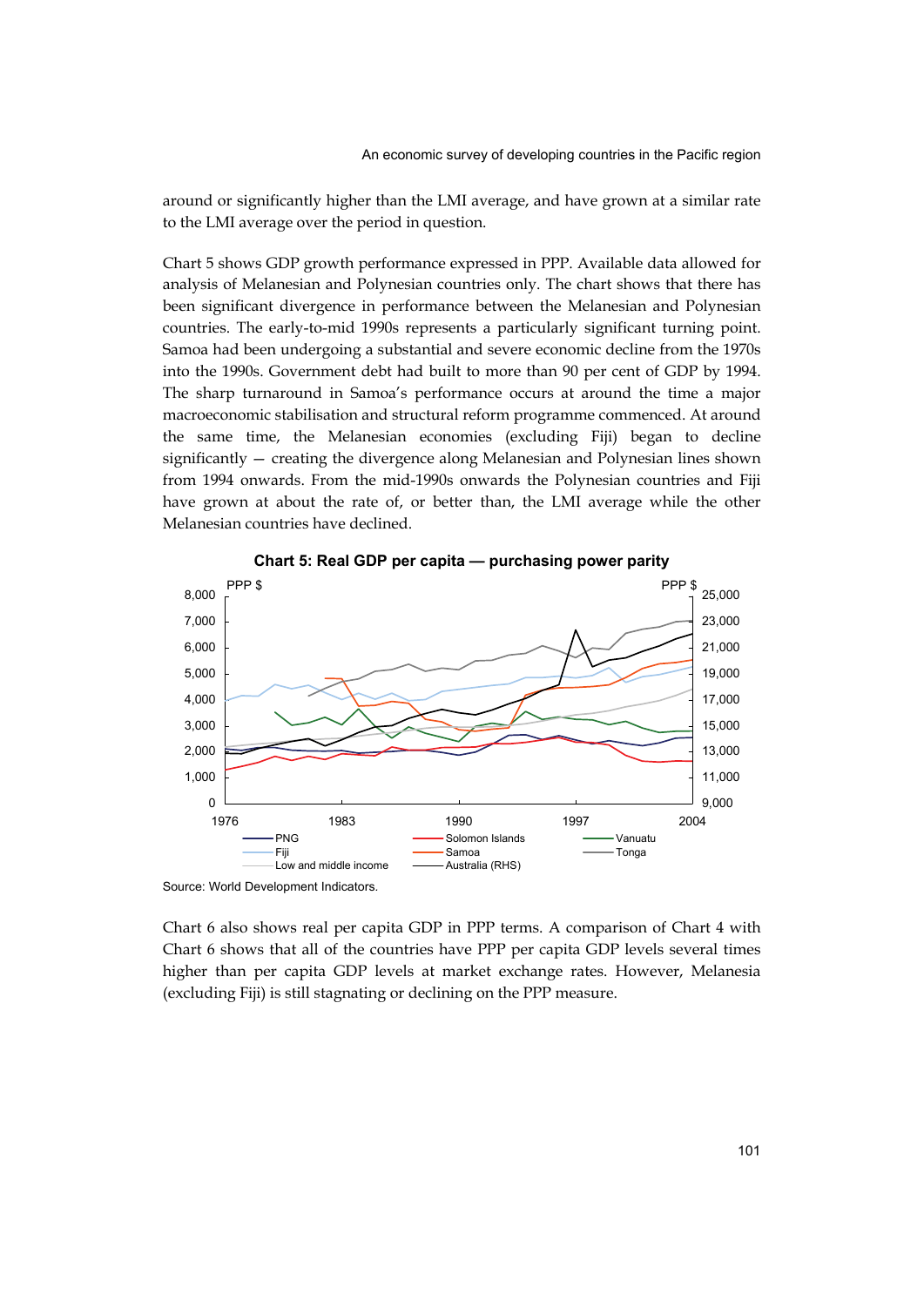around or significantly higher than the LMI average, and have grown at a similar rate to the LMI average over the period in question.

Chart 5 shows GDP growth performance expressed in PPP. Available data allowed for analysis of Melanesian and Polynesian countries only. The chart shows that there has been significant divergence in performance between the Melanesian and Polynesian countries. The early-to-mid 1990s represents a particularly significant turning point. Samoa had been undergoing a substantial and severe economic decline from the 1970s into the 1990s. Government debt had built to more than 90 per cent of GDP by 1994. The sharp turnaround in Samoa's performance occurs at around the time a major macroeconomic stabilisation and structural reform programme commenced. At around the same time, the Melanesian economies (excluding Fiji) began to decline significantly — creating the divergence along Melanesian and Polynesian lines shown from 1994 onwards. From the mid-1990s onwards the Polynesian countries and Fiji have grown at about the rate of, or better than, the LMI average while the other Melanesian countries have declined.

**Chart 5: Real GDP per capita — purchasing power parity**

Source: World Development Indicators.

Chart 6 also shows real per capita GDP in PPP terms. A comparison of Chart 4 with Chart 6 shows that all of the countries have PPP per capita GDP levels several times higher than per capita GDP levels at market exchange rates. However, Melanesia (excluding Fiji) is still stagnating or declining on the PPP measure.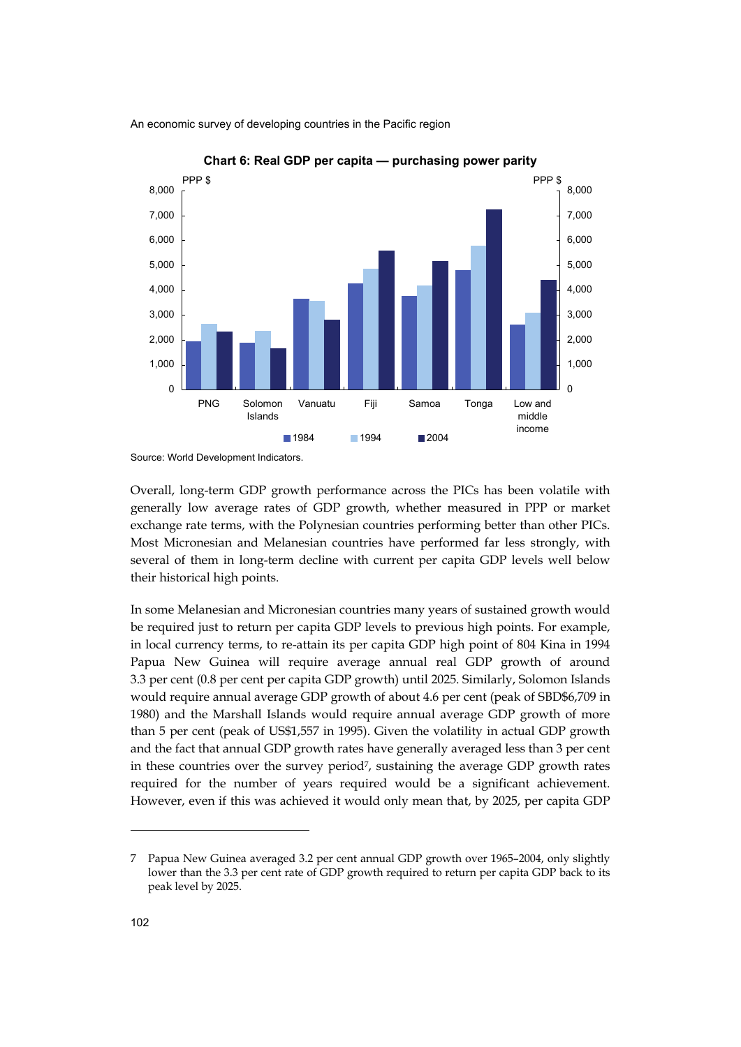**Chart 6: Real GDP per capita — purchasing power parity**

Source: World Development Indicators.

Overall, long-term GDP growth performance across the PICs has been volatile with generally low average rates of GDP growth, whether measured in PPP or market exchange rate terms, with the Polynesian countries performing better than other PICs. Most Micronesian and Melanesian countries have performed far less strongly, with several of them in long-term decline with current per capita GDP levels well below their historical high points.

In some Melanesian and Micronesian countries many years of sustained growth would be required just to return per capita GDP levels to previous high points. For example, in local currency terms, to re-attain its per capita GDP high point of 804 Kina in 1994 Papua New Guinea will require average annual real GDP growth of around 3.3 per cent (0.8 per cent per capita GDP growth) until 2025. Similarly, Solomon Islands would require annual average GDP growth of about 4.6 per cent (peak of SBD$6,709 in 1980) and the Marshall Islands would require annual average GDP growth of more than 5 per cent (peak of US$1,557 in 1995). Given the volatility in actual GDP growth and the fact that annual GDP growth rates have generally averaged less than 3 per cent in these countries over the survey period[7], sustaining the average GDP growth rates required for the number of years required would be a significant achievement. However, even if this was achieved it would only mean that, by 2025, per capita GDP

7 Papua New Guinea averaged 3.2 per cent annual GDP growth over 1965–2004, only slightly lower than the 3.3 per cent rate of GDP growth required to return per capita GDP back to its peak level by 2025.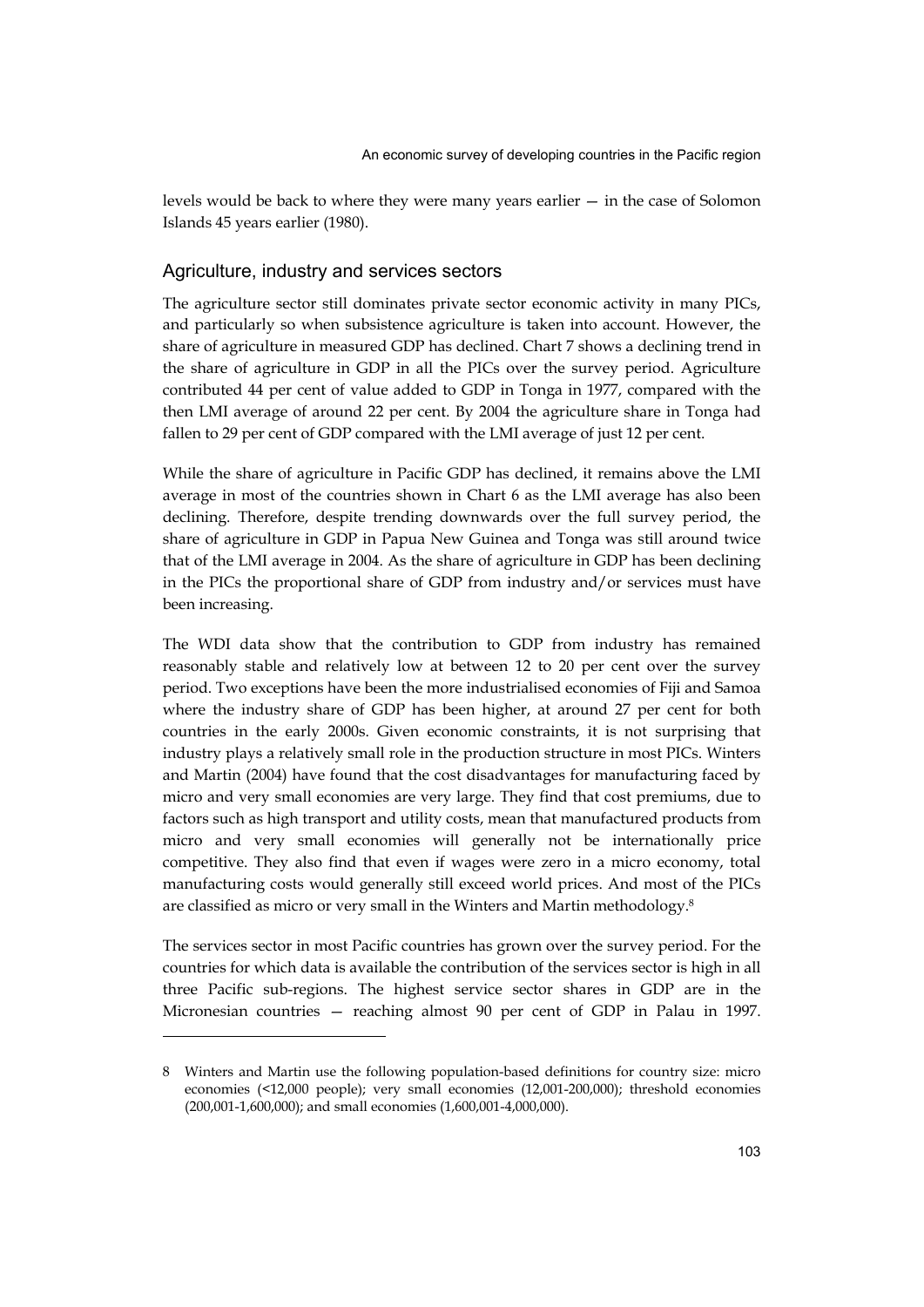levels would be back to where they were many years earlier — in the case of Solomon Islands 45 years earlier (1980).

## Agriculture, industry and services sectors

The agriculture sector still dominates private sector economic activity in many PICs, and particularly so when subsistence agriculture is taken into account. However, the share of agriculture in measured GDP has declined. Chart 7 shows a declining trend in the share of agriculture in GDP in all the PICs over the survey period. Agriculture contributed 44 per cent of value added to GDP in Tonga in 1977, compared with the then LMI average of around 22 per cent. By 2004 the agriculture share in Tonga had fallen to 29 per cent of GDP compared with the LMI average of just 12 per cent.

While the share of agriculture in Pacific GDP has declined, it remains above the LMI average in most of the countries shown in Chart 6 as the LMI average has also been declining. Therefore, despite trending downwards over the full survey period, the share of agriculture in GDP in Papua New Guinea and Tonga was still around twice that of the LMI average in 2004. As the share of agriculture in GDP has been declining in the PICs the proportional share of GDP from industry and/or services must have been increasing.

The WDI data show that the contribution to GDP from industry has remained reasonably stable and relatively low at between 12 to 20 per cent over the survey period. Two exceptions have been the more industrialised economies of Fiji and Samoa where the industry share of GDP has been higher, at around 27 per cent for both countries in the early 2000s. Given economic constraints, it is not surprising that industry plays a relatively small role in the production structure in most PICs. Winters and Martin (2004) have found that the cost disadvantages for manufacturing faced by micro and very small economies are very large. They find that cost premiums, due to factors such as high transport and utility costs, mean that manufactured products from micro and very small economies will generally not be internationally price competitive. They also find that even if wages were zero in a micro economy, total manufacturing costs would generally still exceed world prices. And most of the PICs are classified as micro or very small in the Winters and Martin methodology.[8]

The services sector in most Pacific countries has grown over the survey period. For the countries for which data is available the contribution of the services sector is high in all three Pacific sub-regions. The highest service sector shares in GDP are in the Micronesian countries — reaching almost 90 per cent of GDP in Palau in 1997.

---

8 Winters and Martin use the following population-based definitions for country size: micro economies (<12,000 people); very small economies (12,001-200,000); threshold economies (200,001-1,600,000); and small economies (1,600,001-4,000,000).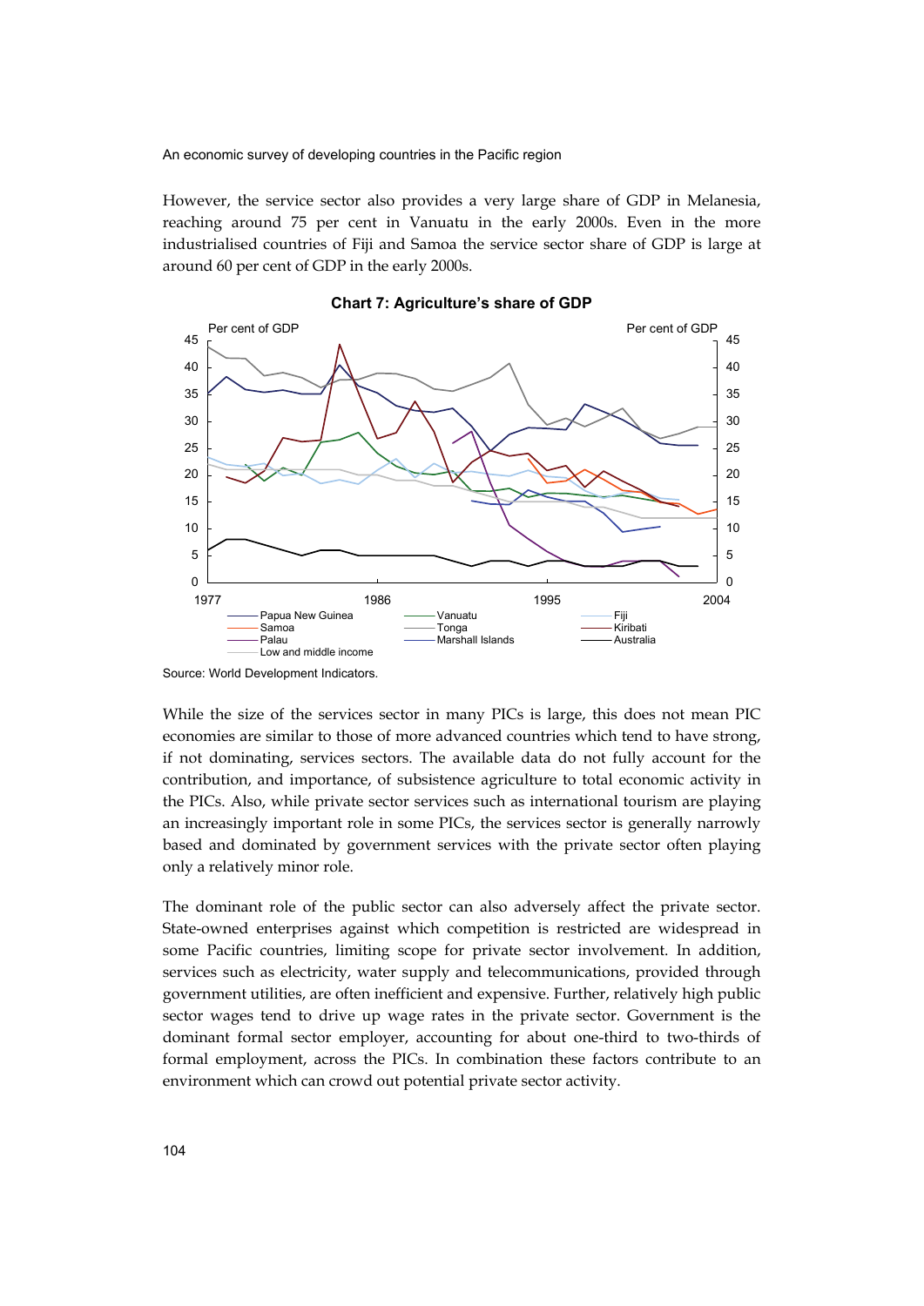However, the service sector also provides a very large share of GDP in Melanesia, reaching around 75 per cent in Vanuatu in the early 2000s. Even in the more industrialised countries of Fiji and Samoa the service sector share of GDP is large at around 60 per cent of GDP in the early 2000s.

**Chart 7: Agriculture's share of GDP**

Per cent of GDP — Per cent of GDP

Legend: Papua New Guinea, Vanuatu, Fiji, Samoa, Tonga, Kiribati, Palau, Marshall Islands, Australia, Low and middle income

Source: World Development Indicators.

While the size of the services sector in many PICs is large, this does not mean PIC economies are similar to those of more advanced countries which tend to have strong, if not dominating, services sectors. The available data do not fully account for the contribution, and importance, of subsistence agriculture to total economic activity in the PICs. Also, while private sector services such as international tourism are playing an increasingly important role in some PICs, the services sector is generally narrowly based and dominated by government services with the private sector often playing only a relatively minor role.

The dominant role of the public sector can also adversely affect the private sector. State-owned enterprises against which competition is restricted are widespread in some Pacific countries, limiting scope for private sector involvement. In addition, services such as electricity, water supply and telecommunications, provided through government utilities, are often inefficient and expensive. Further, relatively high public sector wages tend to drive up wage rates in the private sector. Government is the dominant formal sector employer, accounting for about one-third to two-thirds of formal employment, across the PICs. In combination these factors contribute to an environment which can crowd out potential private sector activity.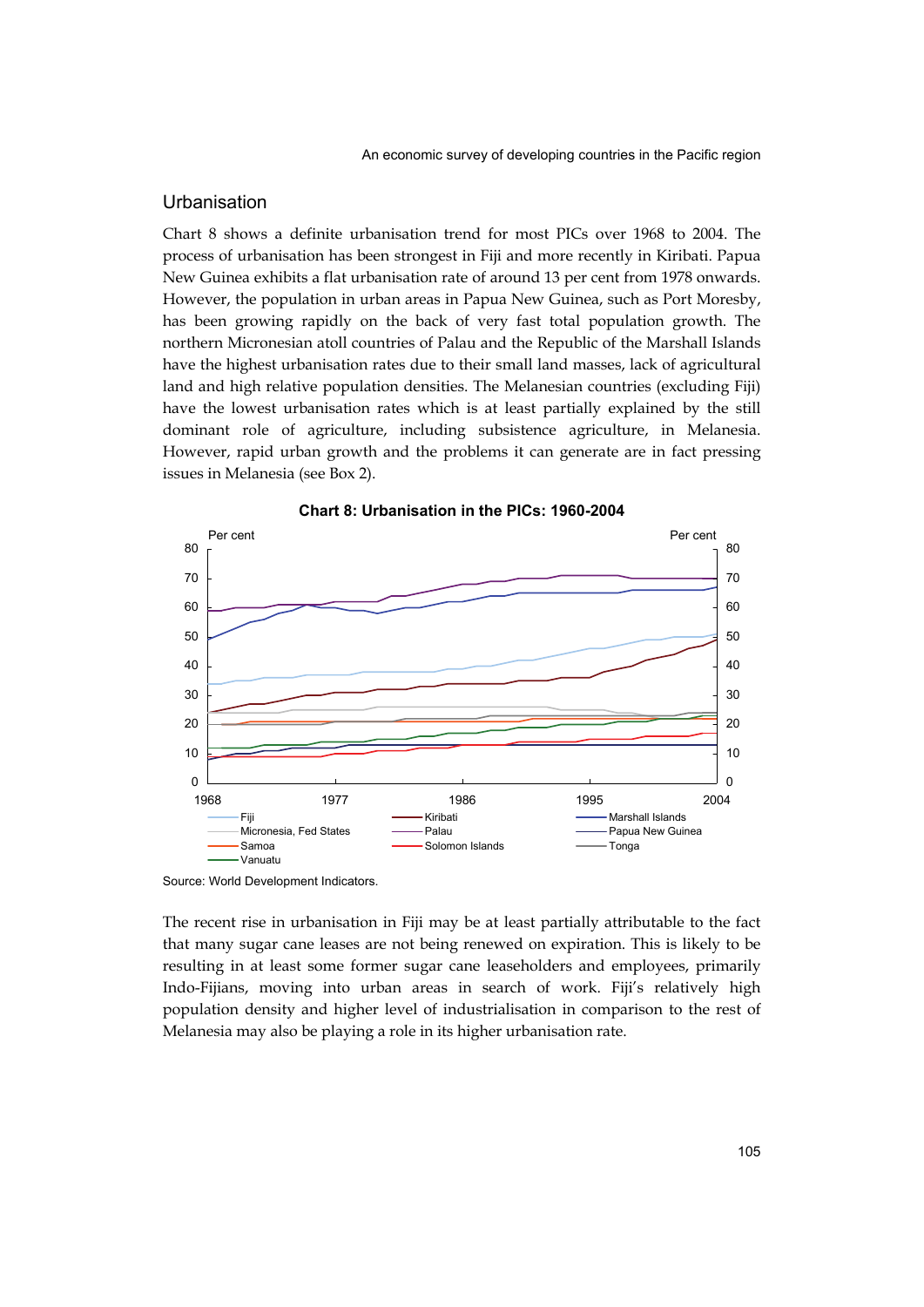## Urbanisation

Chart 8 shows a definite urbanisation trend for most PICs over 1968 to 2004. The process of urbanisation has been strongest in Fiji and more recently in Kiribati. Papua New Guinea exhibits a flat urbanisation rate of around 13 per cent from 1978 onwards. However, the population in urban areas in Papua New Guinea, such as Port Moresby, has been growing rapidly on the back of very fast total population growth. The northern Micronesian atoll countries of Palau and the Republic of the Marshall Islands have the highest urbanisation rates due to their small land masses, lack of agricultural land and high relative population densities. The Melanesian countries (excluding Fiji) have the lowest urbanisation rates which is at least partially explained by the still dominant role of agriculture, including subsistence agriculture, in Melanesia. However, rapid urban growth and the problems it can generate are in fact pressing issues in Melanesia (see Box 2).

**Chart 8: Urbanisation in the PICs: 1960-2004**

Source: World Development Indicators.

The recent rise in urbanisation in Fiji may be at least partially attributable to the fact that many sugar cane leases are not being renewed on expiration. This is likely to be resulting in at least some former sugar cane leaseholders and employees, primarily Indo-Fijians, moving into urban areas in search of work. Fiji's relatively high population density and higher level of industrialisation in comparison to the rest of Melanesia may also be playing a role in its higher urbanisation rate.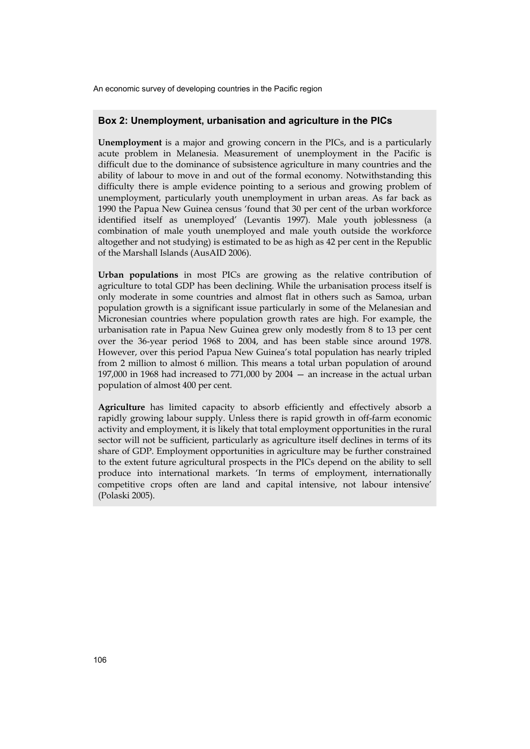### Box 2: Unemployment, urbanisation and agriculture in the PICs

**Unemployment** is a major and growing concern in the PICs, and is a particularly acute problem in Melanesia. Measurement of unemployment in the Pacific is difficult due to the dominance of subsistence agriculture in many countries and the ability of labour to move in and out of the formal economy. Notwithstanding this difficulty there is ample evidence pointing to a serious and growing problem of unemployment, particularly youth unemployment in urban areas. As far back as 1990 the Papua New Guinea census 'found that 30 per cent of the urban workforce identified itself as unemployed' (Levantis 1997). Male youth joblessness (a combination of male youth unemployed and male youth outside the workforce altogether and not studying) is estimated to be as high as 42 per cent in the Republic of the Marshall Islands (AusAID 2006).

**Urban populations** in most PICs are growing as the relative contribution of agriculture to total GDP has been declining. While the urbanisation process itself is only moderate in some countries and almost flat in others such as Samoa, urban population growth is a significant issue particularly in some of the Melanesian and Micronesian countries where population growth rates are high. For example, the urbanisation rate in Papua New Guinea grew only modestly from 8 to 13 per cent over the 36-year period 1968 to 2004, and has been stable since around 1978. However, over this period Papua New Guinea's total population has nearly tripled from 2 million to almost 6 million. This means a total urban population of around 197,000 in 1968 had increased to 771,000 by 2004 — an increase in the actual urban population of almost 400 per cent.

**Agriculture** has limited capacity to absorb efficiently and effectively absorb a rapidly growing labour supply. Unless there is rapid growth in off-farm economic activity and employment, it is likely that total employment opportunities in the rural sector will not be sufficient, particularly as agriculture itself declines in terms of its share of GDP. Employment opportunities in agriculture may be further constrained to the extent future agricultural prospects in the PICs depend on the ability to sell produce into international markets. 'In terms of employment, internationally competitive crops often are land and capital intensive, not labour intensive' (Polaski 2005).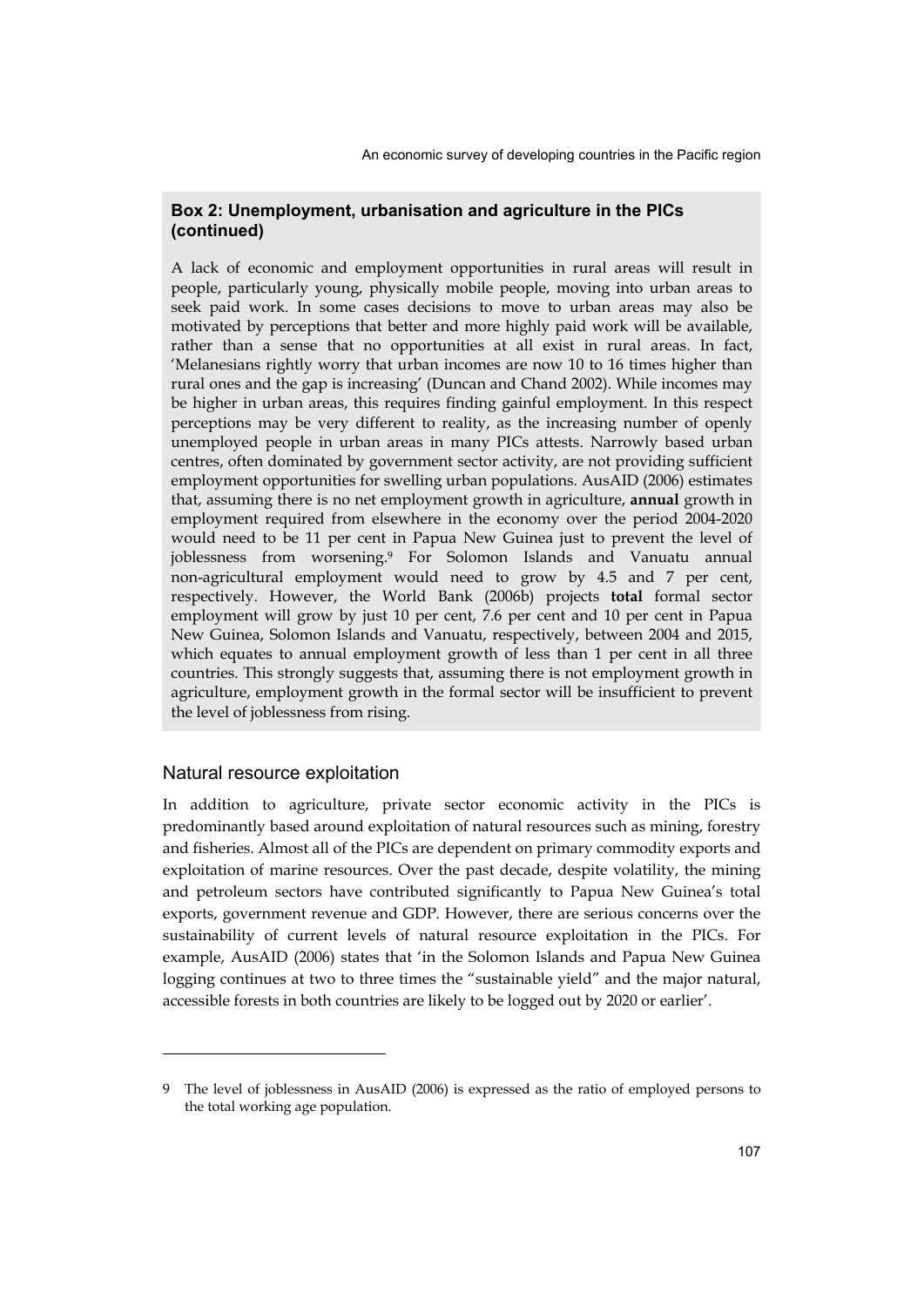**Box 2: Unemployment, urbanisation and agriculture in the PICs (continued)**

A lack of economic and employment opportunities in rural areas will result in people, particularly young, physically mobile people, moving into urban areas to seek paid work. In some cases decisions to move to urban areas may also be motivated by perceptions that better and more highly paid work will be available, rather than a sense that no opportunities at all exist in rural areas. In fact, 'Melanesians rightly worry that urban incomes are now 10 to 16 times higher than rural ones and the gap is increasing' (Duncan and Chand 2002). While incomes may be higher in urban areas, this requires finding gainful employment. In this respect perceptions may be very different to reality, as the increasing number of openly unemployed people in urban areas in many PICs attests. Narrowly based urban centres, often dominated by government sector activity, are not providing sufficient employment opportunities for swelling urban populations. AusAID (2006) estimates that, assuming there is no net employment growth in agriculture, **annual** growth in employment required from elsewhere in the economy over the period 2004-2020 would need to be 11 per cent in Papua New Guinea just to prevent the level of joblessness from worsening.[9] For Solomon Islands and Vanuatu annual non-agricultural employment would need to grow by 4.5 and 7 per cent, respectively. However, the World Bank (2006b) projects **total** formal sector employment will grow by just 10 per cent, 7.6 per cent and 10 per cent in Papua New Guinea, Solomon Islands and Vanuatu, respectively, between 2004 and 2015, which equates to annual employment growth of less than 1 per cent in all three countries. This strongly suggests that, assuming there is not employment growth in agriculture, employment growth in the formal sector will be insufficient to prevent the level of joblessness from rising.

## Natural resource exploitation

In addition to agriculture, private sector economic activity in the PICs is predominantly based around exploitation of natural resources such as mining, forestry and fisheries. Almost all of the PICs are dependent on primary commodity exports and exploitation of marine resources. Over the past decade, despite volatility, the mining and petroleum sectors have contributed significantly to Papua New Guinea's total exports, government revenue and GDP. However, there are serious concerns over the sustainability of current levels of natural resource exploitation in the PICs. For example, AusAID (2006) states that 'in the Solomon Islands and Papua New Guinea logging continues at two to three times the "sustainable yield" and the major natural, accessible forests in both countries are likely to be logged out by 2020 or earlier'.

---

9 The level of joblessness in AusAID (2006) is expressed as the ratio of employed persons to the total working age population.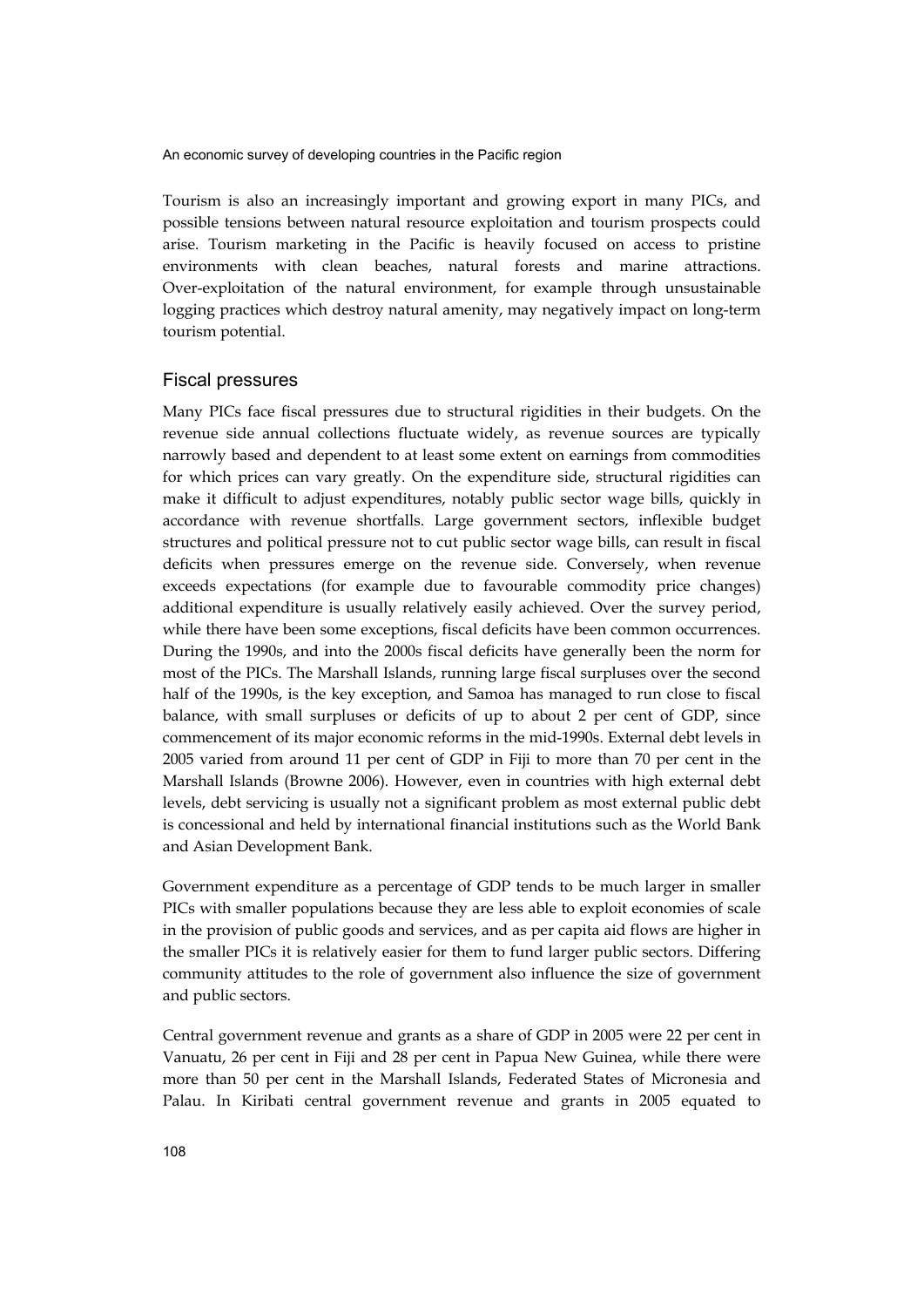Tourism is also an increasingly important and growing export in many PICs, and possible tensions between natural resource exploitation and tourism prospects could arise. Tourism marketing in the Pacific is heavily focused on access to pristine environments with clean beaches, natural forests and marine attractions. Over-exploitation of the natural environment, for example through unsustainable logging practices which destroy natural amenity, may negatively impact on long-term tourism potential.

## Fiscal pressures

Many PICs face fiscal pressures due to structural rigidities in their budgets. On the revenue side annual collections fluctuate widely, as revenue sources are typically narrowly based and dependent to at least some extent on earnings from commodities for which prices can vary greatly. On the expenditure side, structural rigidities can make it difficult to adjust expenditures, notably public sector wage bills, quickly in accordance with revenue shortfalls. Large government sectors, inflexible budget structures and political pressure not to cut public sector wage bills, can result in fiscal deficits when pressures emerge on the revenue side. Conversely, when revenue exceeds expectations (for example due to favourable commodity price changes) additional expenditure is usually relatively easily achieved. Over the survey period, while there have been some exceptions, fiscal deficits have been common occurrences. During the 1990s, and into the 2000s fiscal deficits have generally been the norm for most of the PICs. The Marshall Islands, running large fiscal surpluses over the second half of the 1990s, is the key exception, and Samoa has managed to run close to fiscal balance, with small surpluses or deficits of up to about 2 per cent of GDP, since commencement of its major economic reforms in the mid-1990s. External debt levels in 2005 varied from around 11 per cent of GDP in Fiji to more than 70 per cent in the Marshall Islands (Browne 2006). However, even in countries with high external debt levels, debt servicing is usually not a significant problem as most external public debt is concessional and held by international financial institutions such as the World Bank and Asian Development Bank.

Government expenditure as a percentage of GDP tends to be much larger in smaller PICs with smaller populations because they are less able to exploit economies of scale in the provision of public goods and services, and as per capita aid flows are higher in the smaller PICs it is relatively easier for them to fund larger public sectors. Differing community attitudes to the role of government also influence the size of government and public sectors.

Central government revenue and grants as a share of GDP in 2005 were 22 per cent in Vanuatu, 26 per cent in Fiji and 28 per cent in Papua New Guinea, while there were more than 50 per cent in the Marshall Islands, Federated States of Micronesia and Palau. In Kiribati central government revenue and grants in 2005 equated to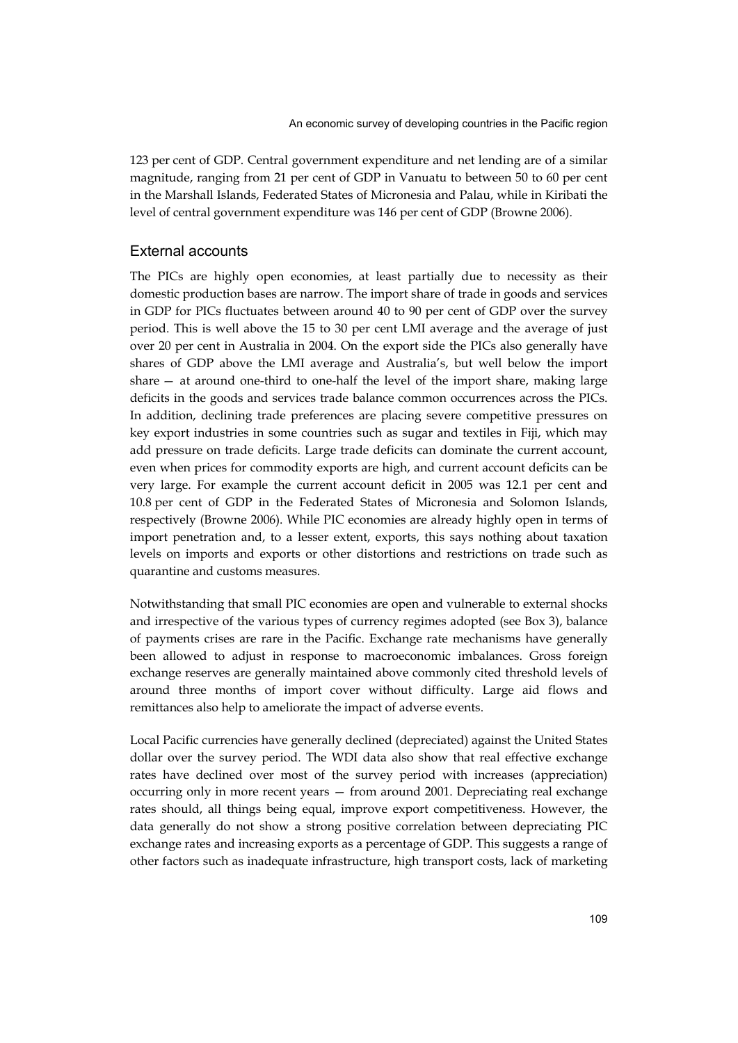123 per cent of GDP. Central government expenditure and net lending are of a similar magnitude, ranging from 21 per cent of GDP in Vanuatu to between 50 to 60 per cent in the Marshall Islands, Federated States of Micronesia and Palau, while in Kiribati the level of central government expenditure was 146 per cent of GDP (Browne 2006).

### External accounts

The PICs are highly open economies, at least partially due to necessity as their domestic production bases are narrow. The import share of trade in goods and services in GDP for PICs fluctuates between around 40 to 90 per cent of GDP over the survey period. This is well above the 15 to 30 per cent LMI average and the average of just over 20 per cent in Australia in 2004. On the export side the PICs also generally have shares of GDP above the LMI average and Australia's, but well below the import share — at around one-third to one-half the level of the import share, making large deficits in the goods and services trade balance common occurrences across the PICs. In addition, declining trade preferences are placing severe competitive pressures on key export industries in some countries such as sugar and textiles in Fiji, which may add pressure on trade deficits. Large trade deficits can dominate the current account, even when prices for commodity exports are high, and current account deficits can be very large. For example the current account deficit in 2005 was 12.1 per cent and 10.8 per cent of GDP in the Federated States of Micronesia and Solomon Islands, respectively (Browne 2006). While PIC economies are already highly open in terms of import penetration and, to a lesser extent, exports, this says nothing about taxation levels on imports and exports or other distortions and restrictions on trade such as quarantine and customs measures.

Notwithstanding that small PIC economies are open and vulnerable to external shocks and irrespective of the various types of currency regimes adopted (see Box 3), balance of payments crises are rare in the Pacific. Exchange rate mechanisms have generally been allowed to adjust in response to macroeconomic imbalances. Gross foreign exchange reserves are generally maintained above commonly cited threshold levels of around three months of import cover without difficulty. Large aid flows and remittances also help to ameliorate the impact of adverse events.

Local Pacific currencies have generally declined (depreciated) against the United States dollar over the survey period. The WDI data also show that real effective exchange rates have declined over most of the survey period with increases (appreciation) occurring only in more recent years — from around 2001. Depreciating real exchange rates should, all things being equal, improve export competitiveness. However, the data generally do not show a strong positive correlation between depreciating PIC exchange rates and increasing exports as a percentage of GDP. This suggests a range of other factors such as inadequate infrastructure, high transport costs, lack of marketing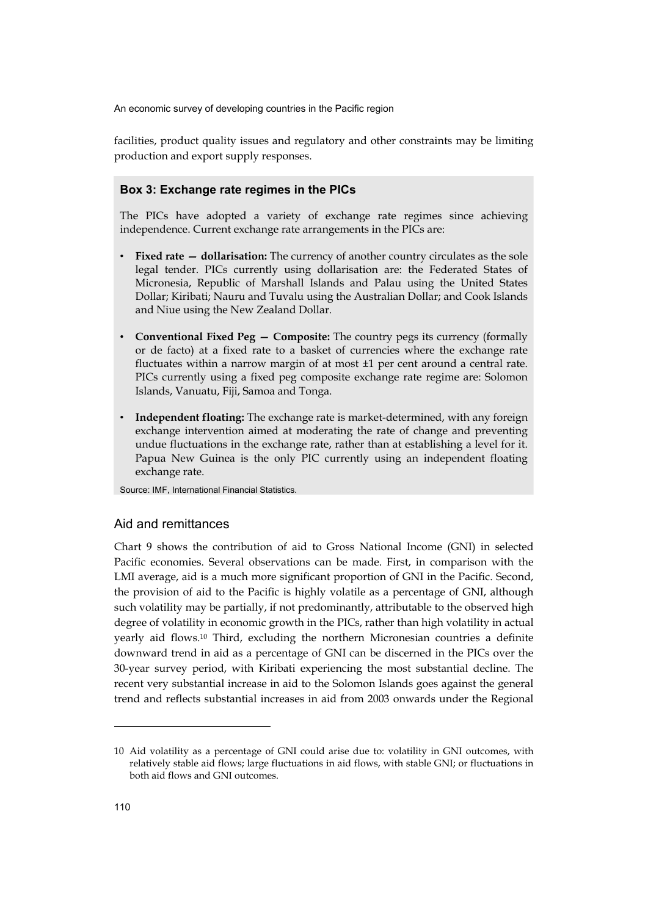facilities, product quality issues and regulatory and other constraints may be limiting production and export supply responses.

### Box 3: Exchange rate regimes in the PICs

The PICs have adopted a variety of exchange rate regimes since achieving independence. Current exchange rate arrangements in the PICs are:

- **Fixed rate — dollarisation:** The currency of another country circulates as the sole legal tender. PICs currently using dollarisation are: the Federated States of Micronesia, Republic of Marshall Islands and Palau using the United States Dollar; Kiribati; Nauru and Tuvalu using the Australian Dollar; and Cook Islands and Niue using the New Zealand Dollar.
- **Conventional Fixed Peg — Composite:** The country pegs its currency (formally or de facto) at a fixed rate to a basket of currencies where the exchange rate fluctuates within a narrow margin of at most ±1 per cent around a central rate. PICs currently using a fixed peg composite exchange rate regime are: Solomon Islands, Vanuatu, Fiji, Samoa and Tonga.
- **Independent floating:** The exchange rate is market-determined, with any foreign exchange intervention aimed at moderating the rate of change and preventing undue fluctuations in the exchange rate, rather than at establishing a level for it. Papua New Guinea is the only PIC currently using an independent floating exchange rate.

Source: IMF, International Financial Statistics.

## Aid and remittances

Chart 9 shows the contribution of aid to Gross National Income (GNI) in selected Pacific economies. Several observations can be made. First, in comparison with the LMI average, aid is a much more significant proportion of GNI in the Pacific. Second, the provision of aid to the Pacific is highly volatile as a percentage of GNI, although such volatility may be partially, if not predominantly, attributable to the observed high degree of volatility in economic growth in the PICs, rather than high volatility in actual yearly aid flows.[10] Third, excluding the northern Micronesian countries a definite downward trend in aid as a percentage of GNI can be discerned in the PICs over the 30-year survey period, with Kiribati experiencing the most substantial decline. The recent very substantial increase in aid to the Solomon Islands goes against the general trend and reflects substantial increases in aid from 2003 onwards under the Regional

---

10 Aid volatility as a percentage of GNI could arise due to: volatility in GNI outcomes, with relatively stable aid flows; large fluctuations in aid flows, with stable GNI; or fluctuations in both aid flows and GNI outcomes.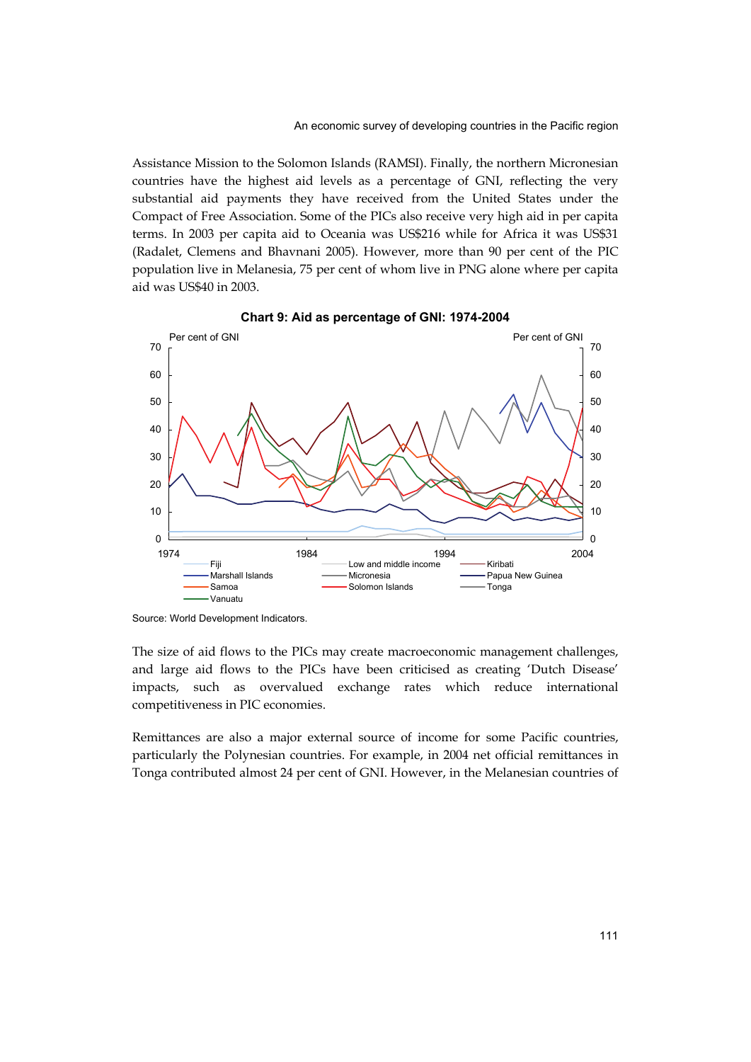Assistance Mission to the Solomon Islands (RAMSI). Finally, the northern Micronesian countries have the highest aid levels as a percentage of GNI, reflecting the very substantial aid payments they have received from the United States under the Compact of Free Association. Some of the PICs also receive very high aid in per capita terms. In 2003 per capita aid to Oceania was US$216 while for Africa it was US$31 (Radalet, Clemens and Bhavnani 2005). However, more than 90 per cent of the PIC population live in Melanesia, 75 per cent of whom live in PNG alone where per capita aid was US$40 in 2003.

**Chart 9: Aid as percentage of GNI: 1974-2004**

Source: World Development Indicators.

The size of aid flows to the PICs may create macroeconomic management challenges, and large aid flows to the PICs have been criticised as creating 'Dutch Disease' impacts, such as overvalued exchange rates which reduce international competitiveness in PIC economies.

Remittances are also a major external source of income for some Pacific countries, particularly the Polynesian countries. For example, in 2004 net official remittances in Tonga contributed almost 24 per cent of GNI. However, in the Melanesian countries of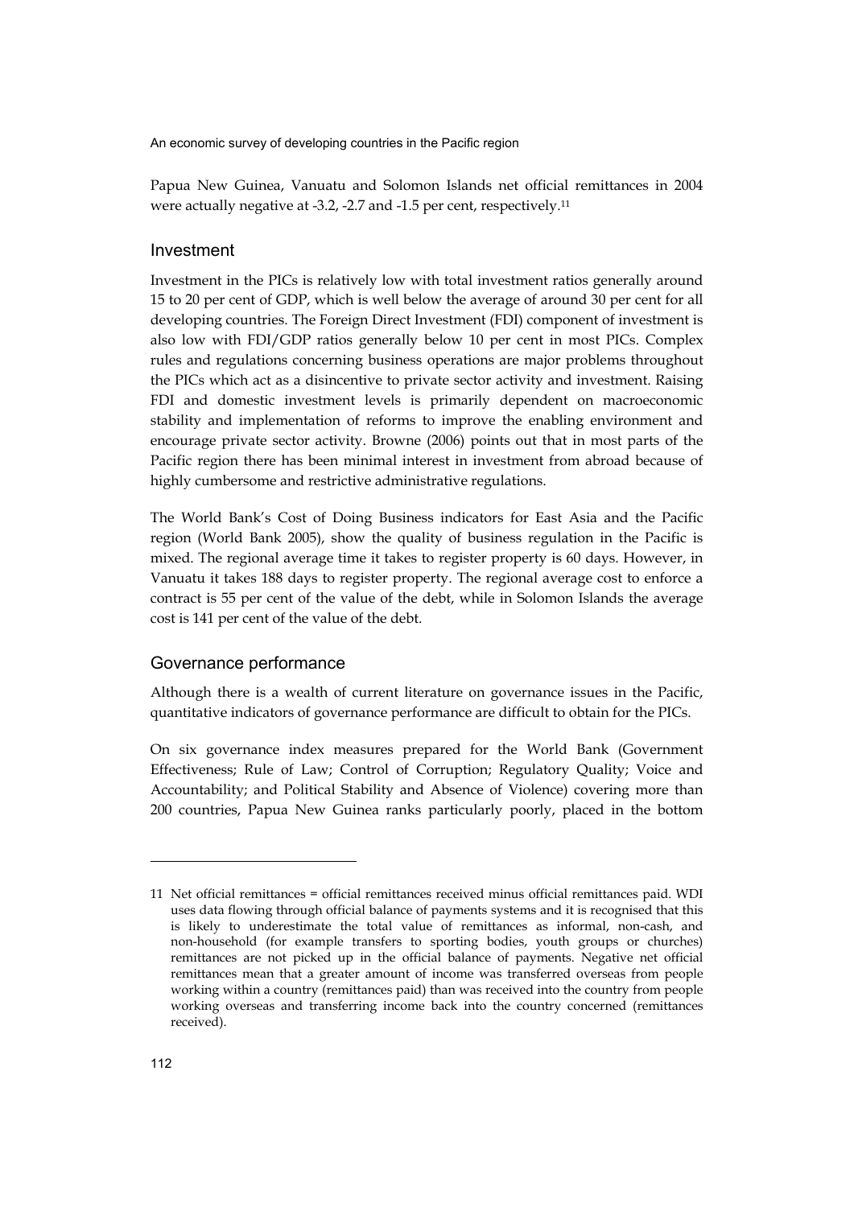Papua New Guinea, Vanuatu and Solomon Islands net official remittances in 2004 were actually negative at -3.2, -2.7 and -1.5 per cent, respectively.[11]

## Investment

Investment in the PICs is relatively low with total investment ratios generally around 15 to 20 per cent of GDP, which is well below the average of around 30 per cent for all developing countries. The Foreign Direct Investment (FDI) component of investment is also low with FDI/GDP ratios generally below 10 per cent in most PICs. Complex rules and regulations concerning business operations are major problems throughout the PICs which act as a disincentive to private sector activity and investment. Raising FDI and domestic investment levels is primarily dependent on macroeconomic stability and implementation of reforms to improve the enabling environment and encourage private sector activity. Browne (2006) points out that in most parts of the Pacific region there has been minimal interest in investment from abroad because of highly cumbersome and restrictive administrative regulations.

The World Bank's Cost of Doing Business indicators for East Asia and the Pacific region (World Bank 2005), show the quality of business regulation in the Pacific is mixed. The regional average time it takes to register property is 60 days. However, in Vanuatu it takes 188 days to register property. The regional average cost to enforce a contract is 55 per cent of the value of the debt, while in Solomon Islands the average cost is 141 per cent of the value of the debt.

## Governance performance

Although there is a wealth of current literature on governance issues in the Pacific, quantitative indicators of governance performance are difficult to obtain for the PICs.

On six governance index measures prepared for the World Bank (Government Effectiveness; Rule of Law; Control of Corruption; Regulatory Quality; Voice and Accountability; and Political Stability and Absence of Violence) covering more than 200 countries, Papua New Guinea ranks particularly poorly, placed in the bottom

---

11 Net official remittances = official remittances received minus official remittances paid. WDI uses data flowing through official balance of payments systems and it is recognised that this is likely to underestimate the total value of remittances as informal, non-cash, and non-household (for example transfers to sporting bodies, youth groups or churches) remittances are not picked up in the official balance of payments. Negative net official remittances mean that a greater amount of income was transferred overseas from people working within a country (remittances paid) than was received into the country from people working overseas and transferring income back into the country concerned (remittances received).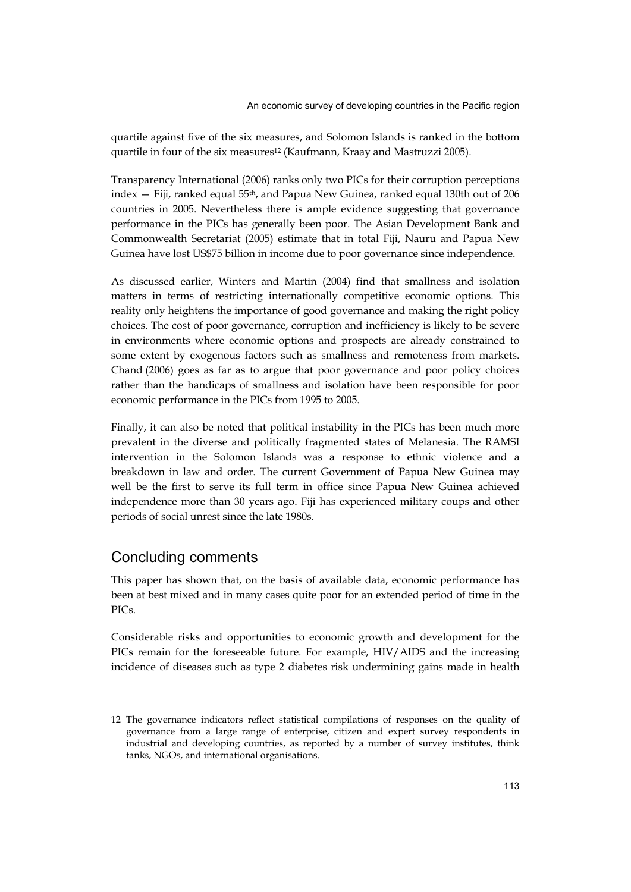quartile against five of the six measures, and Solomon Islands is ranked in the bottom quartile in four of the six measures[12] (Kaufmann, Kraay and Mastruzzi 2005).

Transparency International (2006) ranks only two PICs for their corruption perceptions index — Fiji, ranked equal 55th, and Papua New Guinea, ranked equal 130th out of 206 countries in 2005. Nevertheless there is ample evidence suggesting that governance performance in the PICs has generally been poor. The Asian Development Bank and Commonwealth Secretariat (2005) estimate that in total Fiji, Nauru and Papua New Guinea have lost US$75 billion in income due to poor governance since independence.

As discussed earlier, Winters and Martin (2004) find that smallness and isolation matters in terms of restricting internationally competitive economic options. This reality only heightens the importance of good governance and making the right policy choices. The cost of poor governance, corruption and inefficiency is likely to be severe in environments where economic options and prospects are already constrained to some extent by exogenous factors such as smallness and remoteness from markets. Chand (2006) goes as far as to argue that poor governance and poor policy choices rather than the handicaps of smallness and isolation have been responsible for poor economic performance in the PICs from 1995 to 2005.

Finally, it can also be noted that political instability in the PICs has been much more prevalent in the diverse and politically fragmented states of Melanesia. The RAMSI intervention in the Solomon Islands was a response to ethnic violence and a breakdown in law and order. The current Government of Papua New Guinea may well be the first to serve its full term in office since Papua New Guinea achieved independence more than 30 years ago. Fiji has experienced military coups and other periods of social unrest since the late 1980s.

## Concluding comments

This paper has shown that, on the basis of available data, economic performance has been at best mixed and in many cases quite poor for an extended period of time in the PICs.

Considerable risks and opportunities to economic growth and development for the PICs remain for the foreseeable future. For example, HIV/AIDS and the increasing incidence of diseases such as type 2 diabetes risk undermining gains made in health

---

12 The governance indicators reflect statistical compilations of responses on the quality of governance from a large range of enterprise, citizen and expert survey respondents in industrial and developing countries, as reported by a number of survey institutes, think tanks, NGOs, and international organisations.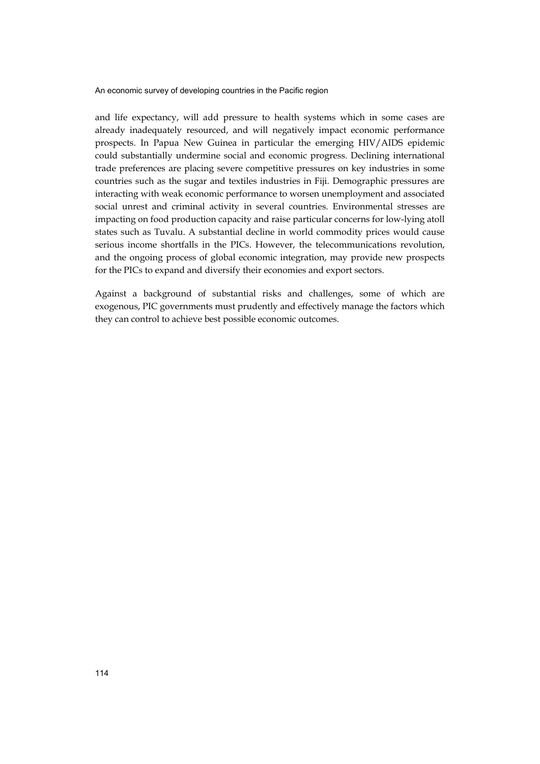and life expectancy, will add pressure to health systems which in some cases are already inadequately resourced, and will negatively impact economic performance prospects. In Papua New Guinea in particular the emerging HIV/AIDS epidemic could substantially undermine social and economic progress. Declining international trade preferences are placing severe competitive pressures on key industries in some countries such as the sugar and textiles industries in Fiji. Demographic pressures are interacting with weak economic performance to worsen unemployment and associated social unrest and criminal activity in several countries. Environmental stresses are impacting on food production capacity and raise particular concerns for low-lying atoll states such as Tuvalu. A substantial decline in world commodity prices would cause serious income shortfalls in the PICs. However, the telecommunications revolution, and the ongoing process of global economic integration, may provide new prospects for the PICs to expand and diversify their economies and export sectors.

Against a background of substantial risks and challenges, some of which are exogenous, PIC governments must prudently and effectively manage the factors which they can control to achieve best possible economic outcomes.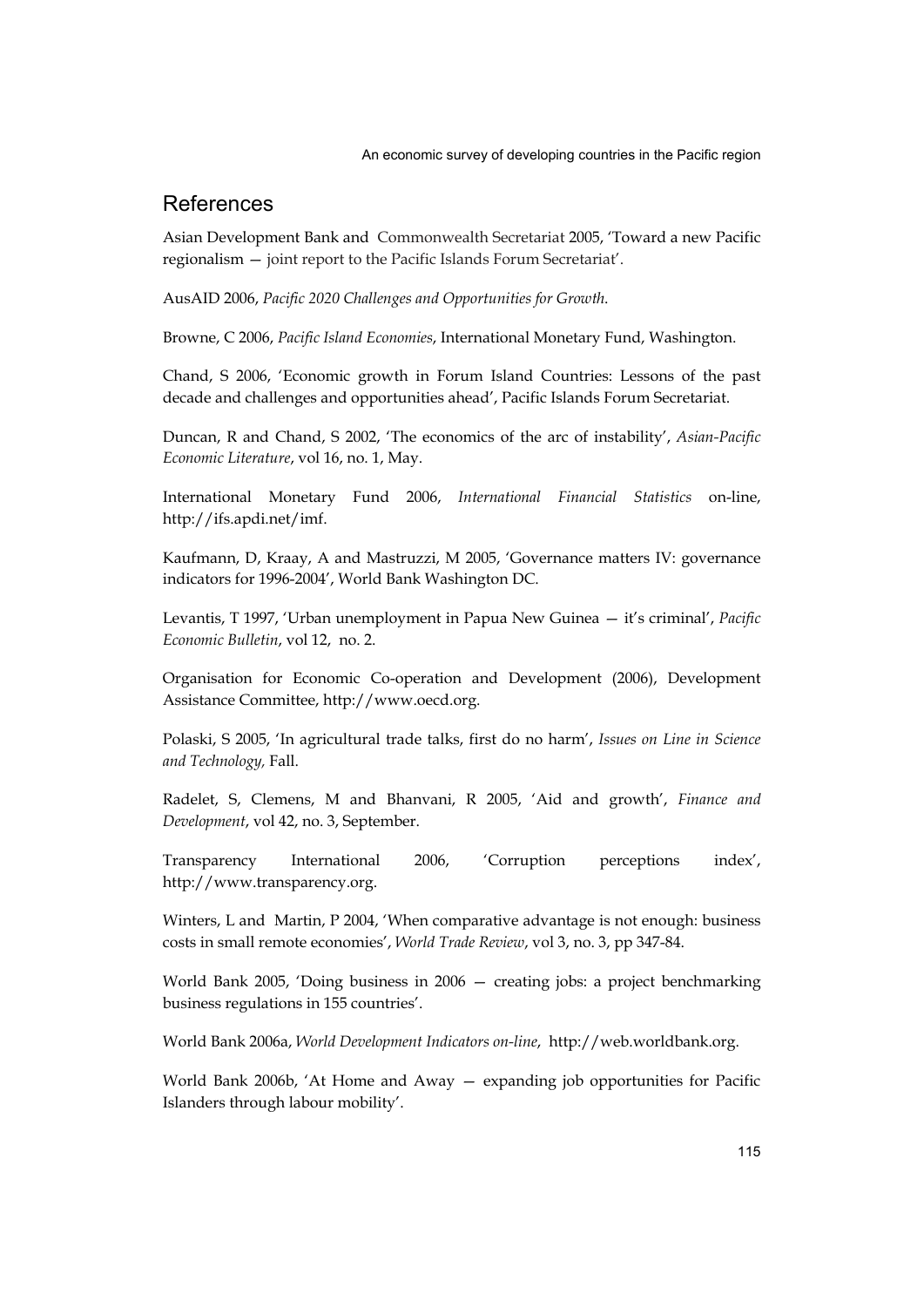## References

Asian Development Bank and Commonwealth Secretariat 2005, 'Toward a new Pacific regionalism — joint report to the Pacific Islands Forum Secretariat'.

AusAID 2006, *Pacific 2020 Challenges and Opportunities for Growth.*

Browne, C 2006, *Pacific Island Economies*, International Monetary Fund, Washington.

Chand, S 2006, 'Economic growth in Forum Island Countries: Lessons of the past decade and challenges and opportunities ahead', Pacific Islands Forum Secretariat.

Duncan, R and Chand, S 2002, 'The economics of the arc of instability', *Asian-Pacific Economic Literature*, vol 16, no. 1, May.

International Monetary Fund 2006, *International Financial Statistics* on-line, http://ifs.apdi.net/imf.

Kaufmann, D, Kraay, A and Mastruzzi, M 2005, 'Governance matters IV: governance indicators for 1996-2004', World Bank Washington DC.

Levantis, T 1997, 'Urban unemployment in Papua New Guinea — it's criminal', *Pacific Economic Bulletin*, vol 12, no. 2.

Organisation for Economic Co-operation and Development (2006), Development Assistance Committee, http://www.oecd.org.

Polaski, S 2005, 'In agricultural trade talks, first do no harm', *Issues on Line in Science and Technology,* Fall.

Radelet, S, Clemens, M and Bhanvani, R 2005, 'Aid and growth', *Finance and Development*, vol 42, no. 3, September.

Transparency International 2006, 'Corruption perceptions index', http://www.transparency.org.

Winters, L and Martin, P 2004, 'When comparative advantage is not enough: business costs in small remote economies', *World Trade Review*, vol 3, no. 3, pp 347-84.

World Bank 2005, 'Doing business in 2006 — creating jobs: a project benchmarking business regulations in 155 countries'.

World Bank 2006a, *World Development Indicators on-line*, http://web.worldbank.org.

World Bank 2006b, 'At Home and Away — expanding job opportunities for Pacific Islanders through labour mobility'.